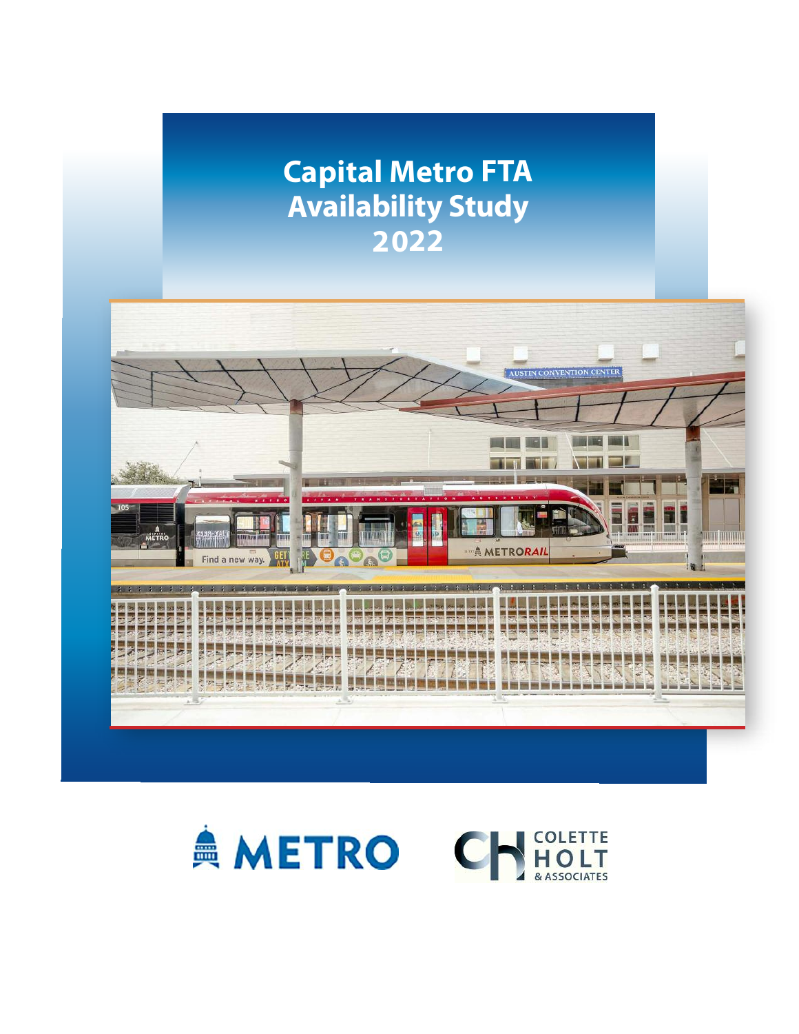# Capital Metro FTA Availability Study 2022

METRO

COLETTE HOLT & ASSOCIATES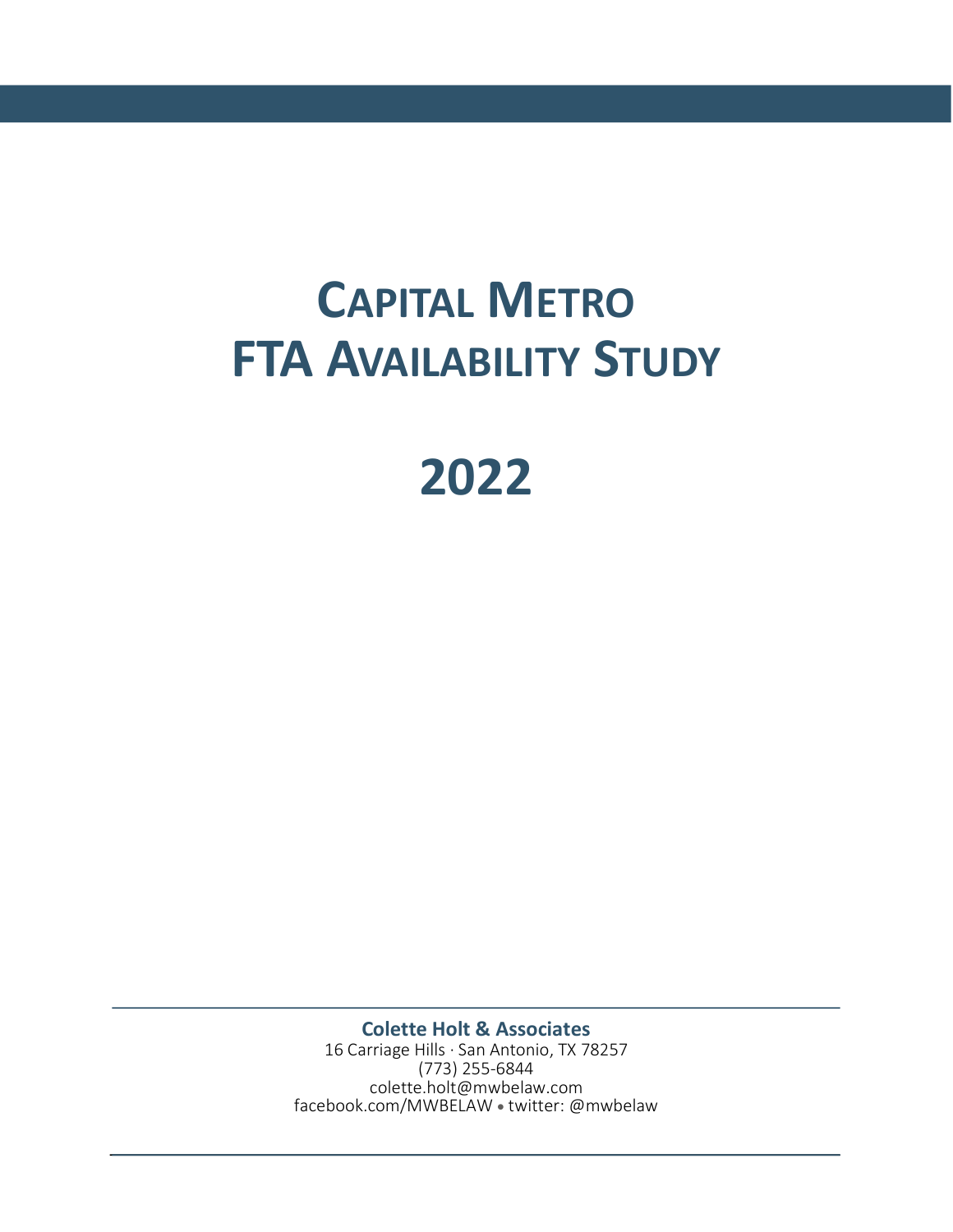# CAPITAL METRO FTA AVAILABILITY STUDY

# 2022

**Colette Holt & Associates**
16 Carriage Hills · San Antonio, TX 78257
(773) 255-6844
colette.holt@mwbelaw.com
facebook.com/MWBELAW • twitter: @mwbelaw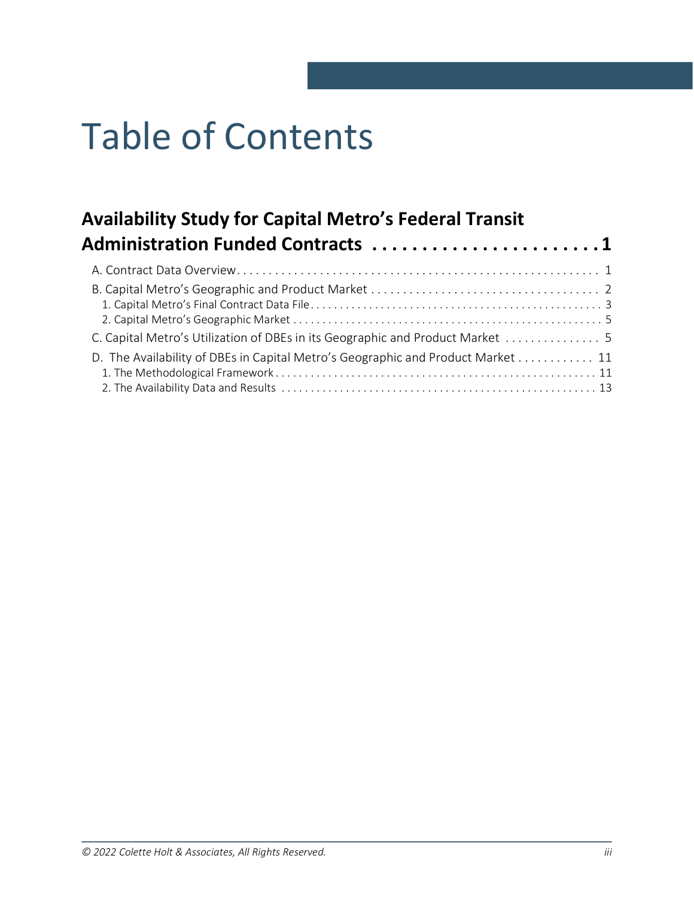# Table of Contents

**Availability Study for Capital Metro's Federal Transit Administration Funded Contracts . . . . . . . . . . . . . . . . . . . . . . . 1**

A. Contract Data Overview. . . . . . . . . . . . . . . . . . . . . . . . . . . . . . . . . . . . . . . . . . . . . . . . . . . . . . . . . 1

B. Capital Metro's Geographic and Product Market . . . . . . . . . . . . . . . . . . . . . . . . . . . . . . . . . . . . 2

- 1. Capital Metro's Final Contract Data File. . . . . . . . . . . . . . . . . . . . . . . . . . . . . . . . . . . . . . . . . . . . . . . . . . 3
- 2. Capital Metro's Geographic Market . . . . . . . . . . . . . . . . . . . . . . . . . . . . . . . . . . . . . . . . . . . . . . . . . . . . 5

C. Capital Metro's Utilization of DBEs in its Geographic and Product Market . . . . . . . . . . . . . . . 5

D. The Availability of DBEs in Capital Metro's Geographic and Product Market . . . . . . . . . . . . 11

- 1. The Methodological Framework . . . . . . . . . . . . . . . . . . . . . . . . . . . . . . . . . . . . . . . . . . . . . . . . . . . . . . 11
- 2. The Availability Data and Results . . . . . . . . . . . . . . . . . . . . . . . . . . . . . . . . . . . . . . . . . . . . . . . . . . . . 13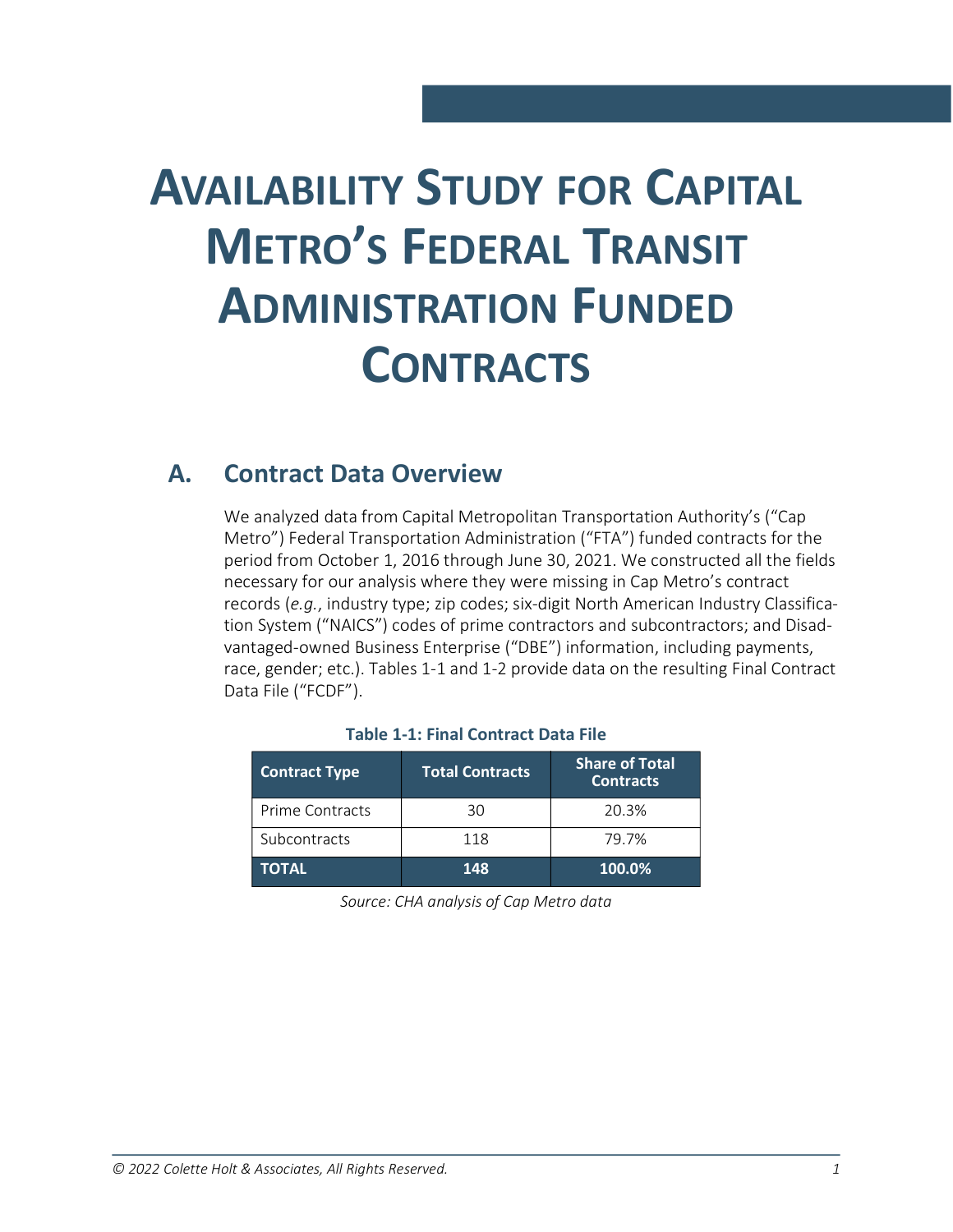# Availability Study for Capital Metro's Federal Transit Administration Funded Contracts

## A. Contract Data Overview

We analyzed data from Capital Metropolitan Transportation Authority's ("Cap Metro") Federal Transportation Administration ("FTA") funded contracts for the period from October 1, 2016 through June 30, 2021. We constructed all the fields necessary for our analysis where they were missing in Cap Metro's contract records (*e.g.*, industry type; zip codes; six-digit North American Industry Classification System ("NAICS") codes of prime contractors and subcontractors; and Disadvantaged-owned Business Enterprise ("DBE") information, including payments, race, gender; etc.). Tables 1-1 and 1-2 provide data on the resulting Final Contract Data File ("FCDF").

**Table 1-1: Final Contract Data File**

| Contract Type | Total Contracts | Share of Total Contracts |
|---|---|---|
| Prime Contracts | 30 | 20.3% |
| Subcontracts | 118 | 79.7% |
| **TOTAL** | **148** | **100.0%** |

*Source: CHA analysis of Cap Metro data*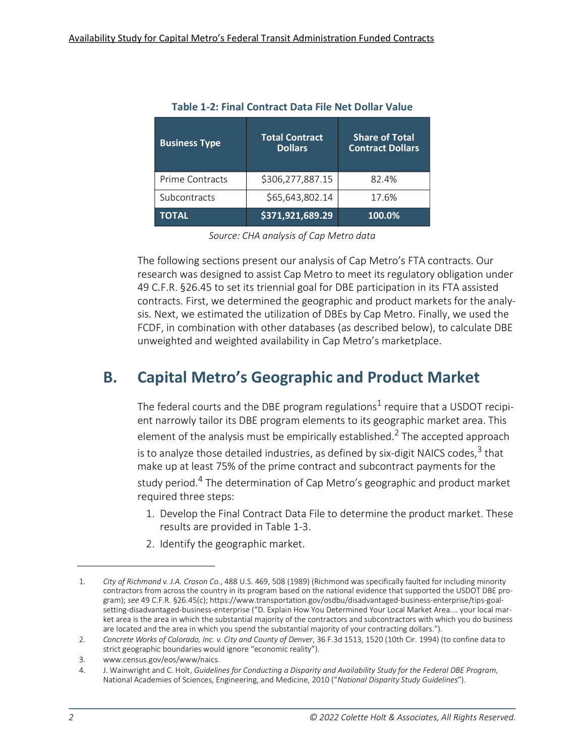**Table 1-2: Final Contract Data File Net Dollar Value**

| Business Type | Total Contract Dollars | Share of Total Contract Dollars |
|---|---|---|
| Prime Contracts | $306,277,887.15 | 82.4% |
| Subcontracts | $65,643,802.14 | 17.6% |
| **TOTAL** | **$371,921,689.29** | **100.0%** |

*Source: CHA analysis of Cap Metro data*

The following sections present our analysis of Cap Metro's FTA contracts. Our research was designed to assist Cap Metro to meet its regulatory obligation under 49 C.F.R. §26.45 to set its triennial goal for DBE participation in its FTA assisted contracts. First, we determined the geographic and product markets for the analysis. Next, we estimated the utilization of DBEs by Cap Metro. Finally, we used the FCDF, in combination with other databases (as described below), to calculate DBE unweighted and weighted availability in Cap Metro's marketplace.

## B. Capital Metro's Geographic and Product Market

The federal courts and the DBE program regulations[1] require that a USDOT recipient narrowly tailor its DBE program elements to its geographic market area. This element of the analysis must be empirically established.[2] The accepted approach is to analyze those detailed industries, as defined by six-digit NAICS codes,[3] that make up at least 75% of the prime contract and subcontract payments for the study period.[4] The determination of Cap Metro's geographic and product market required three steps:

1. Develop the Final Contract Data File to determine the product market. These results are provided in Table 1-3.
2. Identify the geographic market.

---

1. *City of Richmond v. J.A. Croson Co.*, 488 U.S. 469, 508 (1989) (Richmond was specifically faulted for including minority contractors from across the country in its program based on the national evidence that supported the USDOT DBE program); *see* 49 C.F.R. §26.45(c); https://www.transportation.gov/osdbu/disadvantaged-business-enterprise/tips-goal-setting-disadvantaged-business-enterprise ("D. Explain How You Determined Your Local Market Area.... your local market area is the area in which the substantial majority of the contractors and subcontractors with which you do business are located and the area in which you spend the substantial majority of your contracting dollars.").
2. *Concrete Works of Colorado, Inc. v. City and County of Denver*, 36 F.3d 1513, 1520 (10th Cir. 1994) (to confine data to strict geographic boundaries would ignore "economic reality").
3. www.census.gov/eos/www/naics.
4. J. Wainwright and C. Holt, *Guidelines for Conducting a Disparity and Availability Study for the Federal DBE Program*, National Academies of Sciences, Engineering, and Medicine, 2010 ("*National Disparity Study Guidelines*").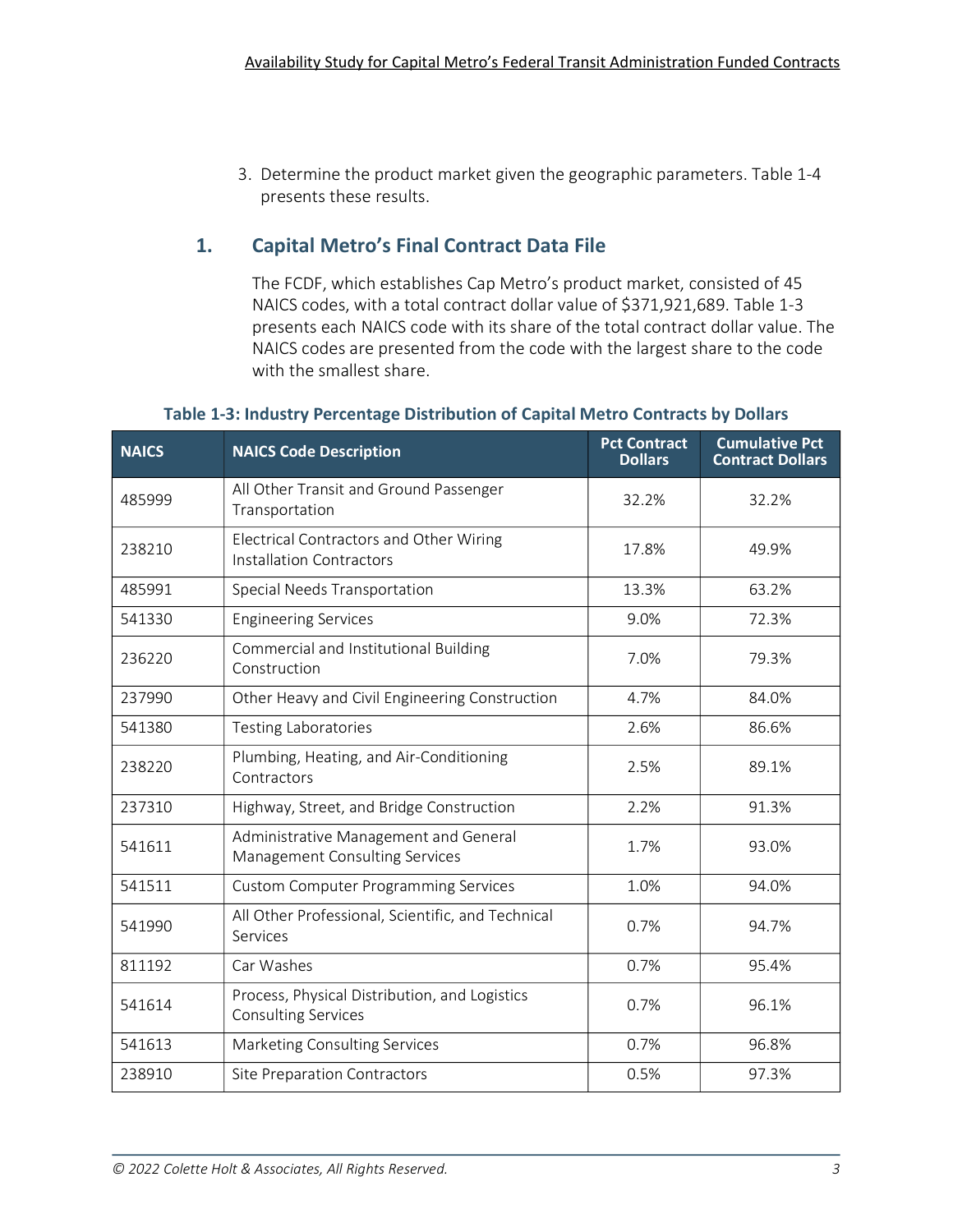3. Determine the product market given the geographic parameters. Table 1-4 presents these results.

## 1. Capital Metro's Final Contract Data File

The FCDF, which establishes Cap Metro's product market, consisted of 45 NAICS codes, with a total contract dollar value of $371,921,689. Table 1-3 presents each NAICS code with its share of the total contract dollar value. The NAICS codes are presented from the code with the largest share to the code with the smallest share.

**Table 1-3: Industry Percentage Distribution of Capital Metro Contracts by Dollars**

| NAICS | NAICS Code Description | Pct Contract Dollars | Cumulative Pct Contract Dollars |
|---|---|---|---|
| 485999 | All Other Transit and Ground Passenger Transportation | 32.2% | 32.2% |
| 238210 | Electrical Contractors and Other Wiring Installation Contractors | 17.8% | 49.9% |
| 485991 | Special Needs Transportation | 13.3% | 63.2% |
| 541330 | Engineering Services | 9.0% | 72.3% |
| 236220 | Commercial and Institutional Building Construction | 7.0% | 79.3% |
| 237990 | Other Heavy and Civil Engineering Construction | 4.7% | 84.0% |
| 541380 | Testing Laboratories | 2.6% | 86.6% |
| 238220 | Plumbing, Heating, and Air-Conditioning Contractors | 2.5% | 89.1% |
| 237310 | Highway, Street, and Bridge Construction | 2.2% | 91.3% |
| 541611 | Administrative Management and General Management Consulting Services | 1.7% | 93.0% |
| 541511 | Custom Computer Programming Services | 1.0% | 94.0% |
| 541990 | All Other Professional, Scientific, and Technical Services | 0.7% | 94.7% |
| 811192 | Car Washes | 0.7% | 95.4% |
| 541614 | Process, Physical Distribution, and Logistics Consulting Services | 0.7% | 96.1% |
| 541613 | Marketing Consulting Services | 0.7% | 96.8% |
| 238910 | Site Preparation Contractors | 0.5% | 97.3% |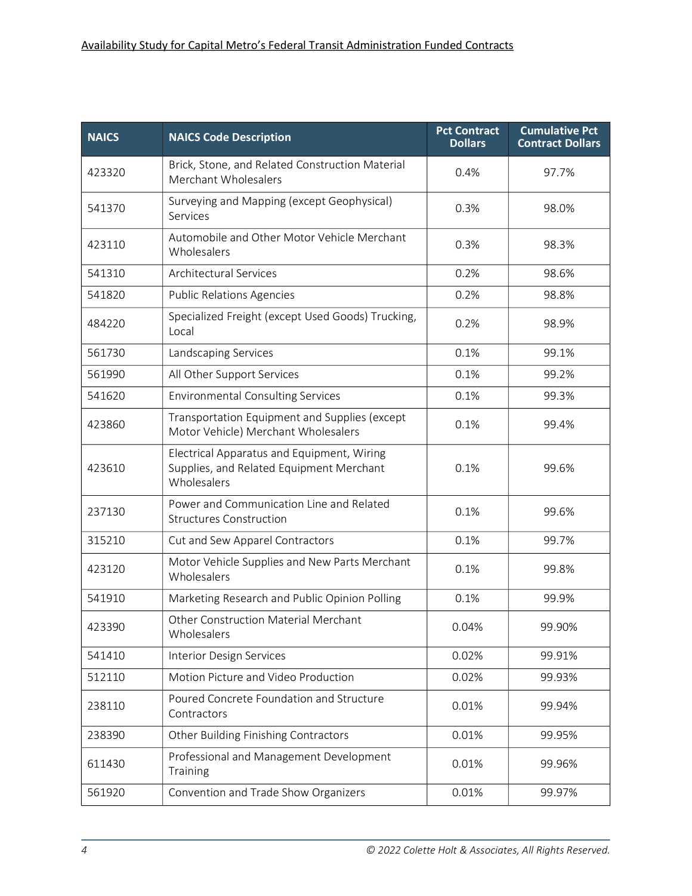| NAICS | NAICS Code Description | Pct Contract Dollars | Cumulative Pct Contract Dollars |
|---|---|---|---|
| 423320 | Brick, Stone, and Related Construction Material Merchant Wholesalers | 0.4% | 97.7% |
| 541370 | Surveying and Mapping (except Geophysical) Services | 0.3% | 98.0% |
| 423110 | Automobile and Other Motor Vehicle Merchant Wholesalers | 0.3% | 98.3% |
| 541310 | Architectural Services | 0.2% | 98.6% |
| 541820 | Public Relations Agencies | 0.2% | 98.8% |
| 484220 | Specialized Freight (except Used Goods) Trucking, Local | 0.2% | 98.9% |
| 561730 | Landscaping Services | 0.1% | 99.1% |
| 561990 | All Other Support Services | 0.1% | 99.2% |
| 541620 | Environmental Consulting Services | 0.1% | 99.3% |
| 423860 | Transportation Equipment and Supplies (except Motor Vehicle) Merchant Wholesalers | 0.1% | 99.4% |
| 423610 | Electrical Apparatus and Equipment, Wiring Supplies, and Related Equipment Merchant Wholesalers | 0.1% | 99.6% |
| 237130 | Power and Communication Line and Related Structures Construction | 0.1% | 99.6% |
| 315210 | Cut and Sew Apparel Contractors | 0.1% | 99.7% |
| 423120 | Motor Vehicle Supplies and New Parts Merchant Wholesalers | 0.1% | 99.8% |
| 541910 | Marketing Research and Public Opinion Polling | 0.1% | 99.9% |
| 423390 | Other Construction Material Merchant Wholesalers | 0.04% | 99.90% |
| 541410 | Interior Design Services | 0.02% | 99.91% |
| 512110 | Motion Picture and Video Production | 0.02% | 99.93% |
| 238110 | Poured Concrete Foundation and Structure Contractors | 0.01% | 99.94% |
| 238390 | Other Building Finishing Contractors | 0.01% | 99.95% |
| 611430 | Professional and Management Development Training | 0.01% | 99.96% |
| 561920 | Convention and Trade Show Organizers | 0.01% | 99.97% |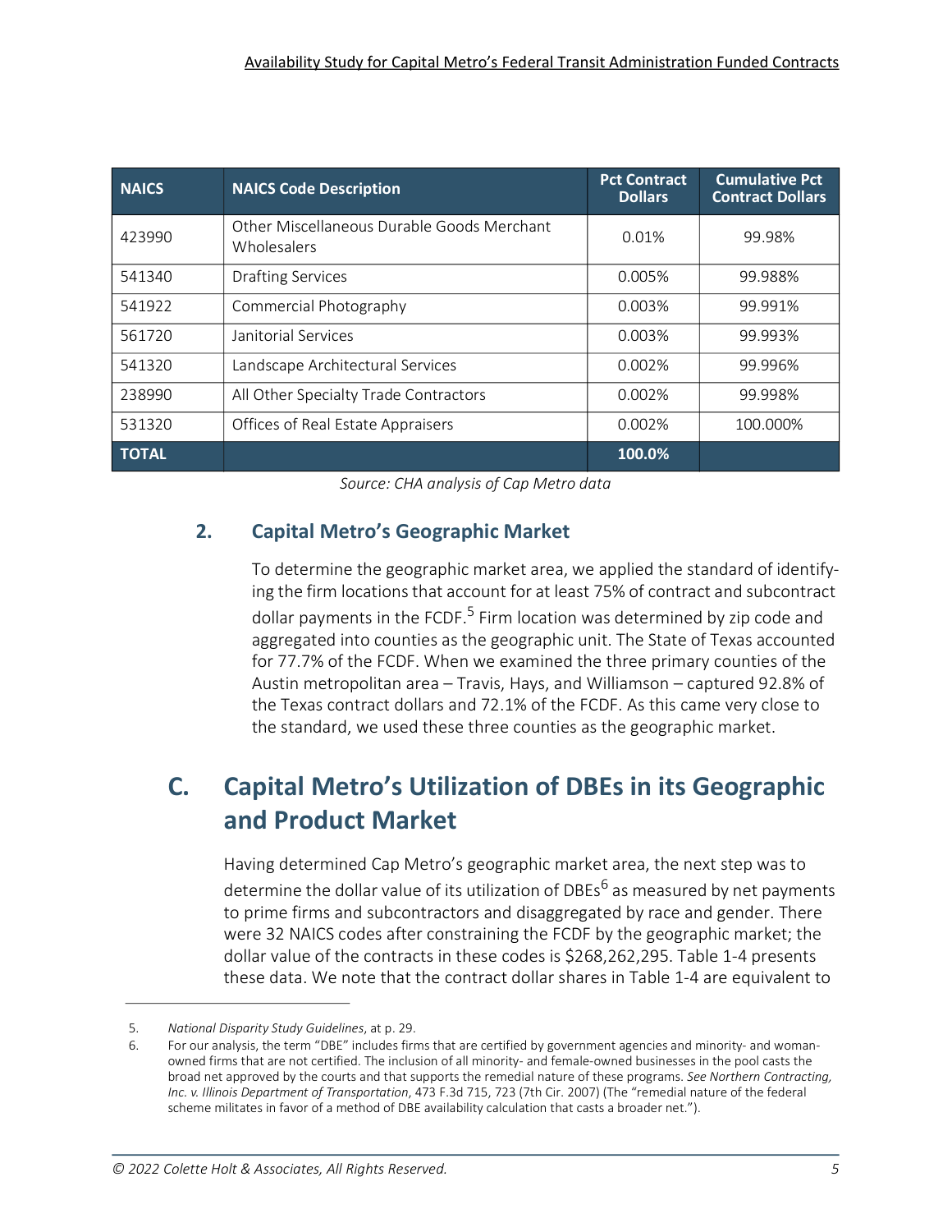| NAICS | NAICS Code Description | Pct Contract Dollars | Cumulative Pct Contract Dollars |
|---|---|---|---|
| 423990 | Other Miscellaneous Durable Goods Merchant Wholesalers | 0.01% | 99.98% |
| 541340 | Drafting Services | 0.005% | 99.988% |
| 541922 | Commercial Photography | 0.003% | 99.991% |
| 561720 | Janitorial Services | 0.003% | 99.993% |
| 541320 | Landscape Architectural Services | 0.002% | 99.996% |
| 238990 | All Other Specialty Trade Contractors | 0.002% | 99.998% |
| 531320 | Offices of Real Estate Appraisers | 0.002% | 100.000% |
| **TOTAL** | | **100.0%** | |

*Source: CHA analysis of Cap Metro data*

### 2. Capital Metro's Geographic Market

To determine the geographic market area, we applied the standard of identifying the firm locations that account for at least 75% of contract and subcontract dollar payments in the FCDF.[5] Firm location was determined by zip code and aggregated into counties as the geographic unit. The State of Texas accounted for 77.7% of the FCDF. When we examined the three primary counties of the Austin metropolitan area – Travis, Hays, and Williamson – captured 92.8% of the Texas contract dollars and 72.1% of the FCDF. As this came very close to the standard, we used these three counties as the geographic market.

## C. Capital Metro's Utilization of DBEs in its Geographic and Product Market

Having determined Cap Metro's geographic market area, the next step was to determine the dollar value of its utilization of DBEs[6] as measured by net payments to prime firms and subcontractors and disaggregated by race and gender. There were 32 NAICS codes after constraining the FCDF by the geographic market; the dollar value of the contracts in these codes is $268,262,295. Table 1-4 presents these data. We note that the contract dollar shares in Table 1-4 are equivalent to

---

5. *National Disparity Study Guidelines*, at p. 29.

6. For our analysis, the term "DBE" includes firms that are certified by government agencies and minority- and woman-owned firms that are not certified. The inclusion of all minority- and female-owned businesses in the pool casts the broad net approved by the courts and that supports the remedial nature of these programs. *See Northern Contracting, Inc. v. Illinois Department of Transportation*, 473 F.3d 715, 723 (7th Cir. 2007) (The "remedial nature of the federal scheme militates in favor of a method of DBE availability calculation that casts a broader net.").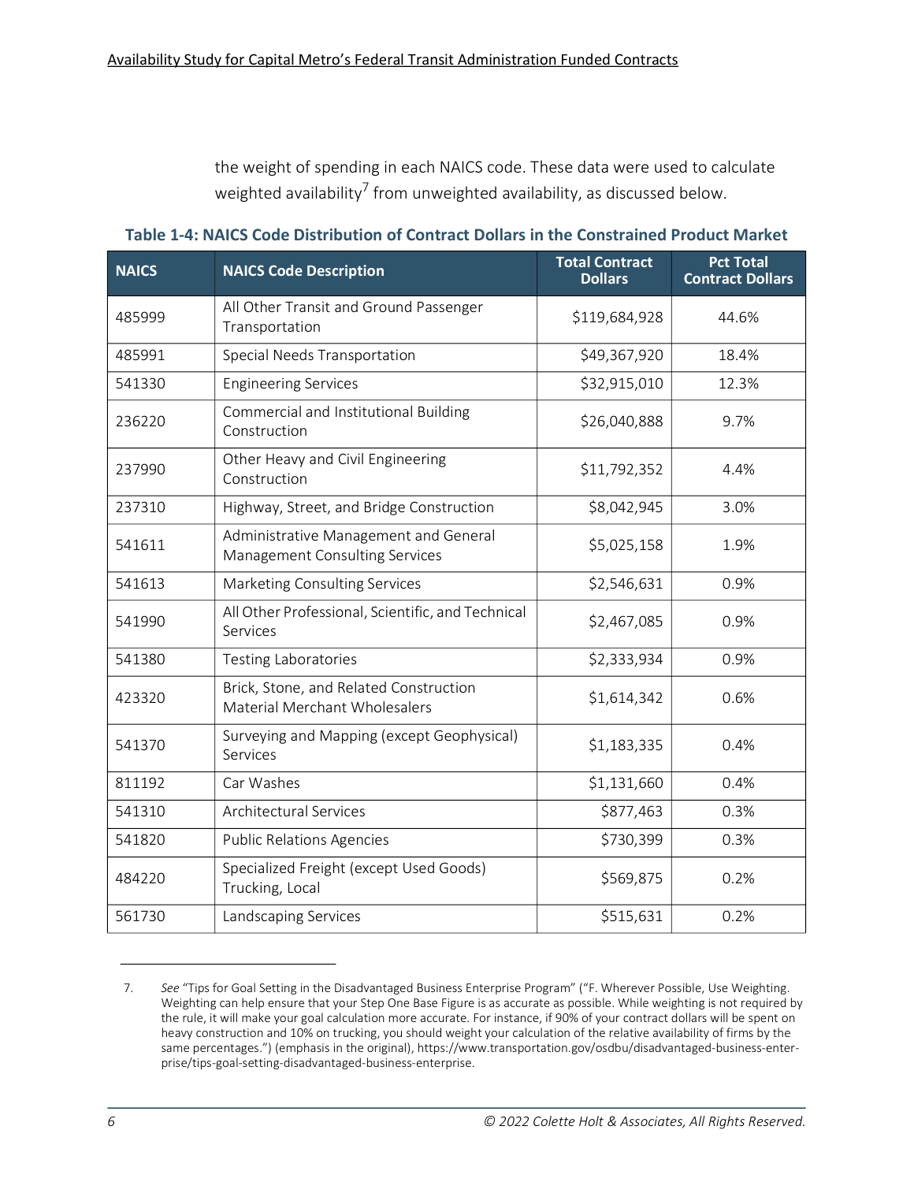the weight of spending in each NAICS code. These data were used to calculate weighted availability[7] from unweighted availability, as discussed below.

**Table 1-4: NAICS Code Distribution of Contract Dollars in the Constrained Product Market**

| NAICS | NAICS Code Description | Total Contract Dollars | Pct Total Contract Dollars |
|---|---|---|---|
| 485999 | All Other Transit and Ground Passenger Transportation | $119,684,928 | 44.6% |
| 485991 | Special Needs Transportation | $49,367,920 | 18.4% |
| 541330 | Engineering Services | $32,915,010 | 12.3% |
| 236220 | Commercial and Institutional Building Construction | $26,040,888 | 9.7% |
| 237990 | Other Heavy and Civil Engineering Construction | $11,792,352 | 4.4% |
| 237310 | Highway, Street, and Bridge Construction | $8,042,945 | 3.0% |
| 541611 | Administrative Management and General Management Consulting Services | $5,025,158 | 1.9% |
| 541613 | Marketing Consulting Services | $2,546,631 | 0.9% |
| 541990 | All Other Professional, Scientific, and Technical Services | $2,467,085 | 0.9% |
| 541380 | Testing Laboratories | $2,333,934 | 0.9% |
| 423320 | Brick, Stone, and Related Construction Material Merchant Wholesalers | $1,614,342 | 0.6% |
| 541370 | Surveying and Mapping (except Geophysical) Services | $1,183,335 | 0.4% |
| 811192 | Car Washes | $1,131,660 | 0.4% |
| 541310 | Architectural Services | $877,463 | 0.3% |
| 541820 | Public Relations Agencies | $730,399 | 0.3% |
| 484220 | Specialized Freight (except Used Goods) Trucking, Local | $569,875 | 0.2% |
| 561730 | Landscaping Services | $515,631 | 0.2% |

7. *See* "Tips for Goal Setting in the Disadvantaged Business Enterprise Program" ("F. Wherever Possible, Use Weighting. Weighting can help ensure that your Step One Base Figure is as accurate as possible. While weighting is not required by the rule, it will make your goal calculation more accurate. For instance, if 90% of your contract dollars will be spent on heavy construction and 10% on trucking, you should weight your calculation of the relative availability of firms by the same percentages.") (emphasis in the original), https://www.transportation.gov/osdbu/disadvantaged-business-enterprise/tips-goal-setting-disadvantaged-business-enterprise.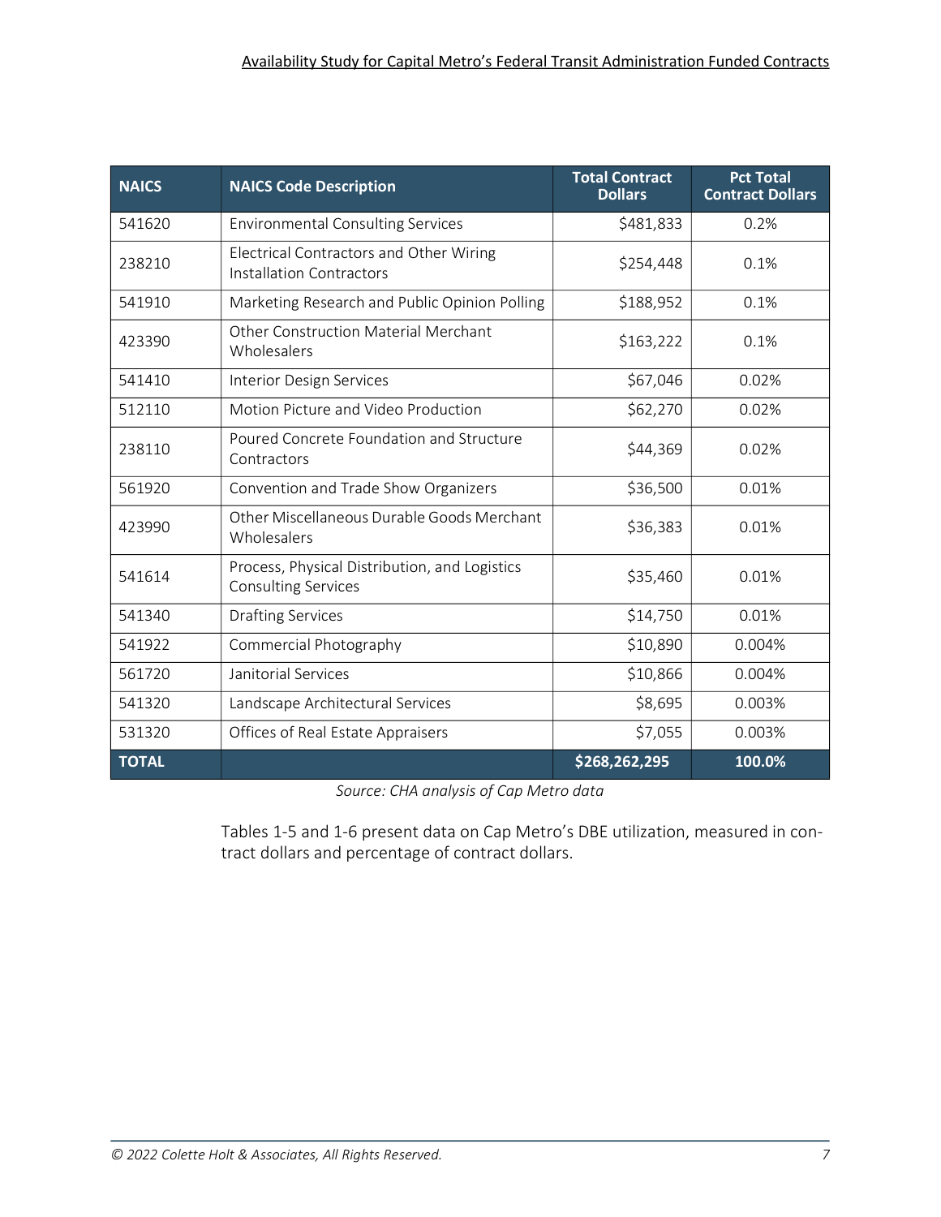| NAICS | NAICS Code Description | Total Contract Dollars | Pct Total Contract Dollars |
|---|---|---|---|
| 541620 | Environmental Consulting Services | $481,833 | 0.2% |
| 238210 | Electrical Contractors and Other Wiring Installation Contractors | $254,448 | 0.1% |
| 541910 | Marketing Research and Public Opinion Polling | $188,952 | 0.1% |
| 423390 | Other Construction Material Merchant Wholesalers | $163,222 | 0.1% |
| 541410 | Interior Design Services | $67,046 | 0.02% |
| 512110 | Motion Picture and Video Production | $62,270 | 0.02% |
| 238110 | Poured Concrete Foundation and Structure Contractors | $44,369 | 0.02% |
| 561920 | Convention and Trade Show Organizers | $36,500 | 0.01% |
| 423990 | Other Miscellaneous Durable Goods Merchant Wholesalers | $36,383 | 0.01% |
| 541614 | Process, Physical Distribution, and Logistics Consulting Services | $35,460 | 0.01% |
| 541340 | Drafting Services | $14,750 | 0.01% |
| 541922 | Commercial Photography | $10,890 | 0.004% |
| 561720 | Janitorial Services | $10,866 | 0.004% |
| 541320 | Landscape Architectural Services | $8,695 | 0.003% |
| 531320 | Offices of Real Estate Appraisers | $7,055 | 0.003% |
| **TOTAL** | | **$268,262,295** | **100.0%** |

*Source: CHA analysis of Cap Metro data*

Tables 1-5 and 1-6 present data on Cap Metro's DBE utilization, measured in contract dollars and percentage of contract dollars.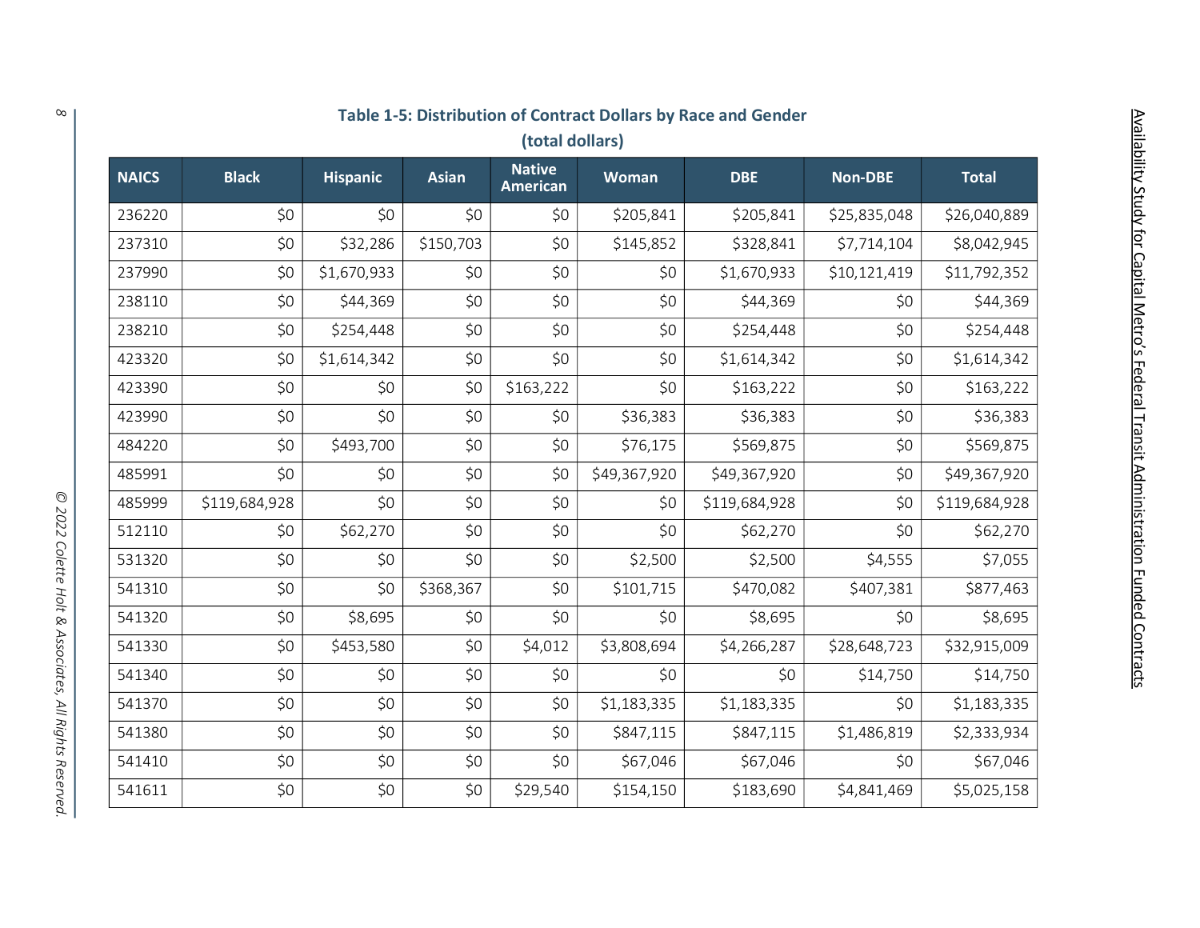**Table 1-5: Distribution of Contract Dollars by Race and Gender**

**(total dollars)**

| NAICS | Black | Hispanic | Asian | Native American | Woman | DBE | Non-DBE | Total |
|---|---|---|---|---|---|---|---|---|
| 236220 | $0 | $0 | $0 | $0 | $205,841 | $205,841 | $25,835,048 | $26,040,889 |
| 237310 | $0 | $32,286 | $150,703 | $0 | $145,852 | $328,841 | $7,714,104 | $8,042,945 |
| 237990 | $0 | $1,670,933 | $0 | $0 | $0 | $1,670,933 | $10,121,419 | $11,792,352 |
| 238110 | $0 | $44,369 | $0 | $0 | $0 | $44,369 | $0 | $44,369 |
| 238210 | $0 | $254,448 | $0 | $0 | $0 | $254,448 | $0 | $254,448 |
| 423320 | $0 | $1,614,342 | $0 | $0 | $0 | $1,614,342 | $0 | $1,614,342 |
| 423390 | $0 | $0 | $0 | $163,222 | $0 | $163,222 | $0 | $163,222 |
| 423990 | $0 | $0 | $0 | $0 | $36,383 | $36,383 | $0 | $36,383 |
| 484220 | $0 | $493,700 | $0 | $0 | $76,175 | $569,875 | $0 | $569,875 |
| 485991 | $0 | $0 | $0 | $0 | $49,367,920 | $49,367,920 | $0 | $49,367,920 |
| 485999 | $119,684,928 | $0 | $0 | $0 | $0 | $119,684,928 | $0 | $119,684,928 |
| 512110 | $0 | $62,270 | $0 | $0 | $0 | $62,270 | $0 | $62,270 |
| 531320 | $0 | $0 | $0 | $0 | $2,500 | $2,500 | $4,555 | $7,055 |
| 541310 | $0 | $0 | $368,367 | $0 | $101,715 | $470,082 | $407,381 | $877,463 |
| 541320 | $0 | $8,695 | $0 | $0 | $0 | $8,695 | $0 | $8,695 |
| 541330 | $0 | $453,580 | $0 | $4,012 | $3,808,694 | $4,266,287 | $28,648,723 | $32,915,009 |
| 541340 | $0 | $0 | $0 | $0 | $0 | $0 | $14,750 | $14,750 |
| 541370 | $0 | $0 | $0 | $0 | $1,183,335 | $1,183,335 | $0 | $1,183,335 |
| 541380 | $0 | $0 | $0 | $0 | $847,115 | $847,115 | $1,486,819 | $2,333,934 |
| 541410 | $0 | $0 | $0 | $0 | $67,046 | $67,046 | $0 | $67,046 |
| 541611 | $0 | $0 | $0 | $29,540 | $154,150 | $183,690 | $4,841,469 | $5,025,158 |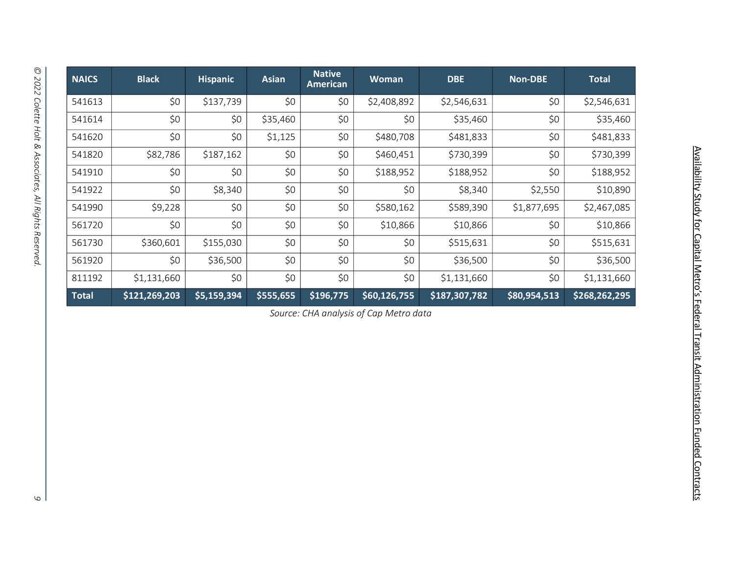| NAICS | Black | Hispanic | Asian | Native American | Woman | DBE | Non-DBE | Total |
|---|---|---|---|---|---|---|---|---|
| 541613 | $0 | $137,739 | $0 | $0 | $2,408,892 | $2,546,631 | $0 | $2,546,631 |
| 541614 | $0 | $0 | $35,460 | $0 | $0 | $35,460 | $0 | $35,460 |
| 541620 | $0 | $0 | $1,125 | $0 | $480,708 | $481,833 | $0 | $481,833 |
| 541820 | $82,786 | $187,162 | $0 | $0 | $460,451 | $730,399 | $0 | $730,399 |
| 541910 | $0 | $0 | $0 | $0 | $188,952 | $188,952 | $0 | $188,952 |
| 541922 | $0 | $8,340 | $0 | $0 | $0 | $8,340 | $2,550 | $10,890 |
| 541990 | $9,228 | $0 | $0 | $0 | $580,162 | $589,390 | $1,877,695 | $2,467,085 |
| 561720 | $0 | $0 | $0 | $0 | $10,866 | $10,866 | $0 | $10,866 |
| 561730 | $360,601 | $155,030 | $0 | $0 | $0 | $515,631 | $0 | $515,631 |
| 561920 | $0 | $36,500 | $0 | $0 | $0 | $36,500 | $0 | $36,500 |
| 811192 | $1,131,660 | $0 | $0 | $0 | $0 | $1,131,660 | $0 | $1,131,660 |
| **Total** | **$121,269,203** | **$5,159,394** | **$555,655** | **$196,775** | **$60,126,755** | **$187,307,782** | **$80,954,513** | **$268,262,295** |

*Source: CHA analysis of Cap Metro data*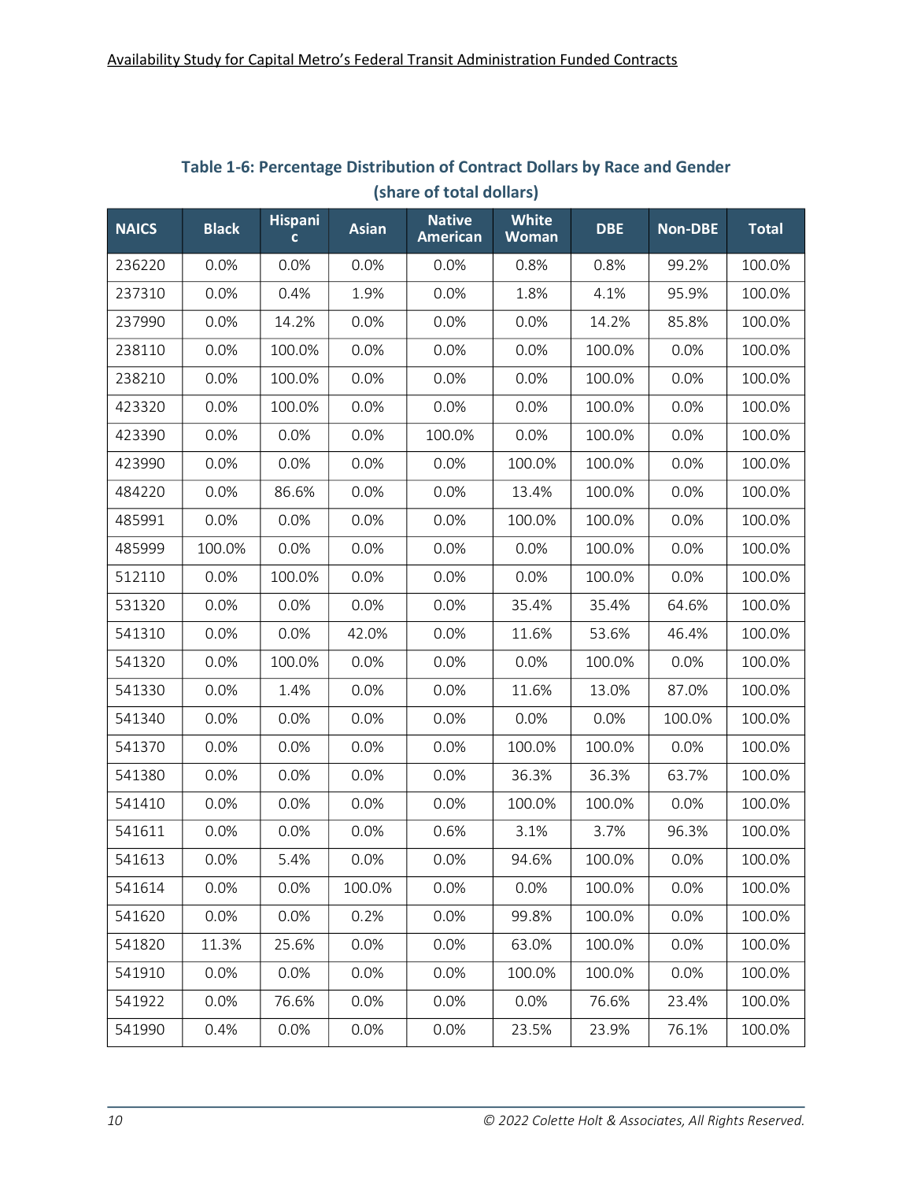**Table 1-6: Percentage Distribution of Contract Dollars by Race and Gender (share of total dollars)**

| NAICS | Black | Hispanic | Asian | Native American | White Woman | DBE | Non-DBE | Total |
|---|---|---|---|---|---|---|---|---|
| 236220 | 0.0% | 0.0% | 0.0% | 0.0% | 0.8% | 0.8% | 99.2% | 100.0% |
| 237310 | 0.0% | 0.4% | 1.9% | 0.0% | 1.8% | 4.1% | 95.9% | 100.0% |
| 237990 | 0.0% | 14.2% | 0.0% | 0.0% | 0.0% | 14.2% | 85.8% | 100.0% |
| 238110 | 0.0% | 100.0% | 0.0% | 0.0% | 0.0% | 100.0% | 0.0% | 100.0% |
| 238210 | 0.0% | 100.0% | 0.0% | 0.0% | 0.0% | 100.0% | 0.0% | 100.0% |
| 423320 | 0.0% | 100.0% | 0.0% | 0.0% | 0.0% | 100.0% | 0.0% | 100.0% |
| 423390 | 0.0% | 0.0% | 0.0% | 100.0% | 0.0% | 100.0% | 0.0% | 100.0% |
| 423990 | 0.0% | 0.0% | 0.0% | 0.0% | 100.0% | 100.0% | 0.0% | 100.0% |
| 484220 | 0.0% | 86.6% | 0.0% | 0.0% | 13.4% | 100.0% | 0.0% | 100.0% |
| 485991 | 0.0% | 0.0% | 0.0% | 0.0% | 100.0% | 100.0% | 0.0% | 100.0% |
| 485999 | 100.0% | 0.0% | 0.0% | 0.0% | 0.0% | 100.0% | 0.0% | 100.0% |
| 512110 | 0.0% | 100.0% | 0.0% | 0.0% | 0.0% | 100.0% | 0.0% | 100.0% |
| 531320 | 0.0% | 0.0% | 0.0% | 0.0% | 35.4% | 35.4% | 64.6% | 100.0% |
| 541310 | 0.0% | 0.0% | 42.0% | 0.0% | 11.6% | 53.6% | 46.4% | 100.0% |
| 541320 | 0.0% | 100.0% | 0.0% | 0.0% | 0.0% | 100.0% | 0.0% | 100.0% |
| 541330 | 0.0% | 1.4% | 0.0% | 0.0% | 11.6% | 13.0% | 87.0% | 100.0% |
| 541340 | 0.0% | 0.0% | 0.0% | 0.0% | 0.0% | 0.0% | 100.0% | 100.0% |
| 541370 | 0.0% | 0.0% | 0.0% | 0.0% | 100.0% | 100.0% | 0.0% | 100.0% |
| 541380 | 0.0% | 0.0% | 0.0% | 0.0% | 36.3% | 36.3% | 63.7% | 100.0% |
| 541410 | 0.0% | 0.0% | 0.0% | 0.0% | 100.0% | 100.0% | 0.0% | 100.0% |
| 541611 | 0.0% | 0.0% | 0.0% | 0.6% | 3.1% | 3.7% | 96.3% | 100.0% |
| 541613 | 0.0% | 5.4% | 0.0% | 0.0% | 94.6% | 100.0% | 0.0% | 100.0% |
| 541614 | 0.0% | 0.0% | 100.0% | 0.0% | 0.0% | 100.0% | 0.0% | 100.0% |
| 541620 | 0.0% | 0.0% | 0.2% | 0.0% | 99.8% | 100.0% | 0.0% | 100.0% |
| 541820 | 11.3% | 25.6% | 0.0% | 0.0% | 63.0% | 100.0% | 0.0% | 100.0% |
| 541910 | 0.0% | 0.0% | 0.0% | 0.0% | 100.0% | 100.0% | 0.0% | 100.0% |
| 541922 | 0.0% | 76.6% | 0.0% | 0.0% | 0.0% | 76.6% | 23.4% | 100.0% |
| 541990 | 0.4% | 0.0% | 0.0% | 0.0% | 23.5% | 23.9% | 76.1% | 100.0% |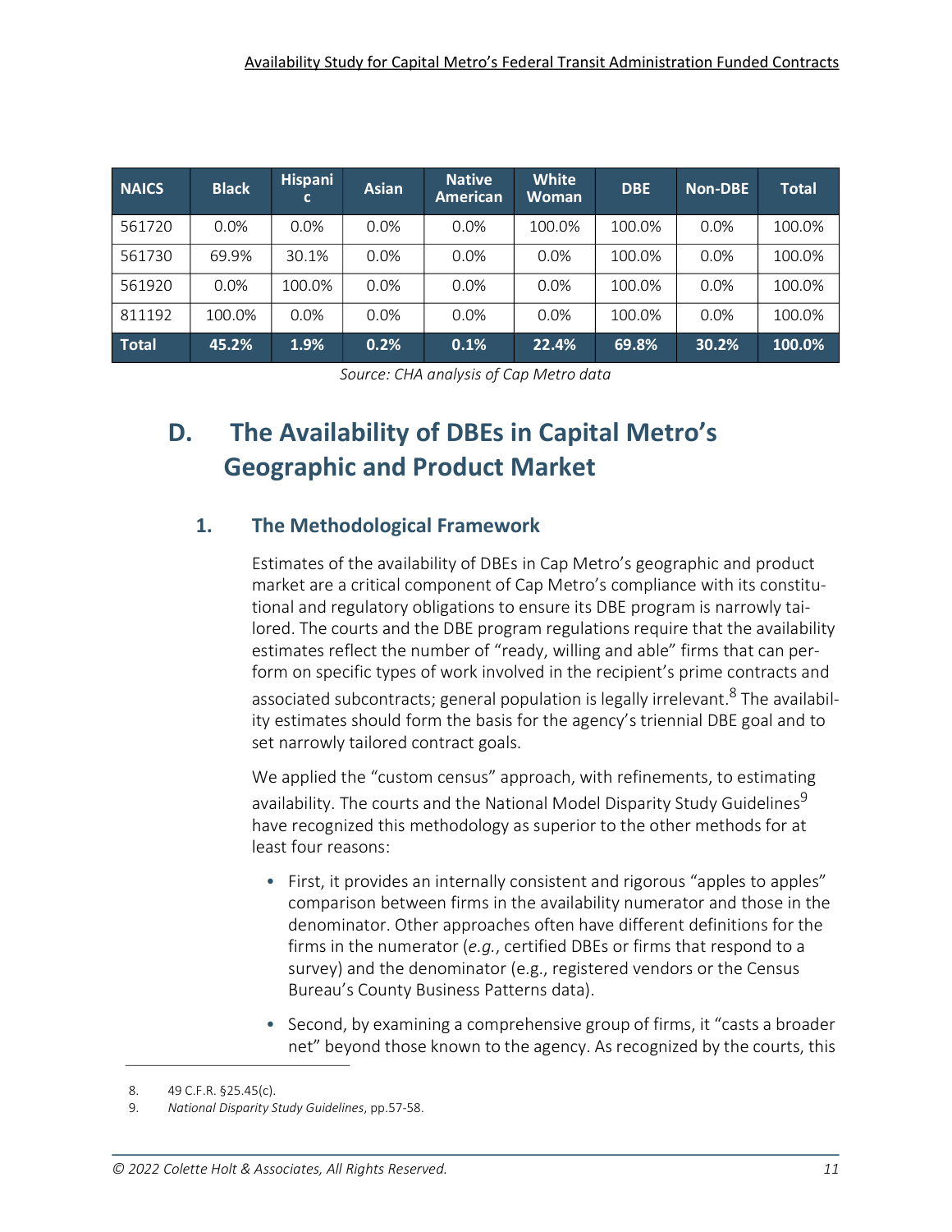| NAICS | Black | Hispanic | Asian | Native American | White Woman | DBE | Non-DBE | Total |
|---|---|---|---|---|---|---|---|---|
| 561720 | 0.0% | 0.0% | 0.0% | 0.0% | 100.0% | 100.0% | 0.0% | 100.0% |
| 561730 | 69.9% | 30.1% | 0.0% | 0.0% | 0.0% | 100.0% | 0.0% | 100.0% |
| 561920 | 0.0% | 100.0% | 0.0% | 0.0% | 0.0% | 100.0% | 0.0% | 100.0% |
| 811192 | 100.0% | 0.0% | 0.0% | 0.0% | 0.0% | 100.0% | 0.0% | 100.0% |
| **Total** | **45.2%** | **1.9%** | **0.2%** | **0.1%** | **22.4%** | **69.8%** | **30.2%** | **100.0%** |

*Source: CHA analysis of Cap Metro data*

## D. The Availability of DBEs in Capital Metro's Geographic and Product Market

### 1. The Methodological Framework

Estimates of the availability of DBEs in Cap Metro's geographic and product market are a critical component of Cap Metro's compliance with its constitutional and regulatory obligations to ensure its DBE program is narrowly tailored. The courts and the DBE program regulations require that the availability estimates reflect the number of "ready, willing and able" firms that can perform on specific types of work involved in the recipient's prime contracts and associated subcontracts; general population is legally irrelevant.[8] The availability estimates should form the basis for the agency's triennial DBE goal and to set narrowly tailored contract goals.

We applied the "custom census" approach, with refinements, to estimating availability. The courts and the National Model Disparity Study Guidelines[9] have recognized this methodology as superior to the other methods for at least four reasons:

- First, it provides an internally consistent and rigorous "apples to apples" comparison between firms in the availability numerator and those in the denominator. Other approaches often have different definitions for the firms in the numerator (*e.g.*, certified DBEs or firms that respond to a survey) and the denominator (e.g., registered vendors or the Census Bureau's County Business Patterns data).
- Second, by examining a comprehensive group of firms, it "casts a broader net" beyond those known to the agency. As recognized by the courts, this

8. 49 C.F.R. §25.45(c).

9. *National Disparity Study Guidelines*, pp.57-58.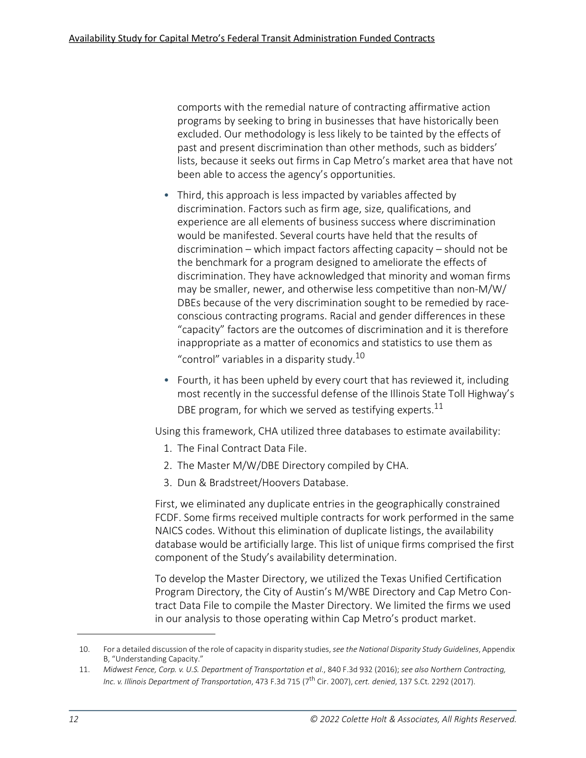comports with the remedial nature of contracting affirmative action programs by seeking to bring in businesses that have historically been excluded. Our methodology is less likely to be tainted by the effects of past and present discrimination than other methods, such as bidders' lists, because it seeks out firms in Cap Metro's market area that have not been able to access the agency's opportunities.

- Third, this approach is less impacted by variables affected by discrimination. Factors such as firm age, size, qualifications, and experience are all elements of business success where discrimination would be manifested. Several courts have held that the results of discrimination – which impact factors affecting capacity – should not be the benchmark for a program designed to ameliorate the effects of discrimination. They have acknowledged that minority and woman firms may be smaller, newer, and otherwise less competitive than non-M/W/DBEs because of the very discrimination sought to be remedied by race-conscious contracting programs. Racial and gender differences in these "capacity" factors are the outcomes of discrimination and it is therefore inappropriate as a matter of economics and statistics to use them as "control" variables in a disparity study.[10]
- Fourth, it has been upheld by every court that has reviewed it, including most recently in the successful defense of the Illinois State Toll Highway's DBE program, for which we served as testifying experts.[11]

Using this framework, CHA utilized three databases to estimate availability:

1. The Final Contract Data File.
2. The Master M/W/DBE Directory compiled by CHA.
3. Dun & Bradstreet/Hoovers Database.

First, we eliminated any duplicate entries in the geographically constrained FCDF. Some firms received multiple contracts for work performed in the same NAICS codes. Without this elimination of duplicate listings, the availability database would be artificially large. This list of unique firms comprised the first component of the Study's availability determination.

To develop the Master Directory, we utilized the Texas Unified Certification Program Directory, the City of Austin's M/WBE Directory and Cap Metro Contract Data File to compile the Master Directory. We limited the firms we used in our analysis to those operating within Cap Metro's product market.

---

10. For a detailed discussion of the role of capacity in disparity studies, *see the National Disparity Study Guidelines*, Appendix B, "Understanding Capacity."
11. *Midwest Fence, Corp. v. U.S. Department of Transportation et al.*, 840 F.3d 932 (2016); *see also Northern Contracting, Inc. v. Illinois Department of Transportation*, 473 F.3d 715 (7th Cir. 2007), *cert. denied*, 137 S.Ct. 2292 (2017).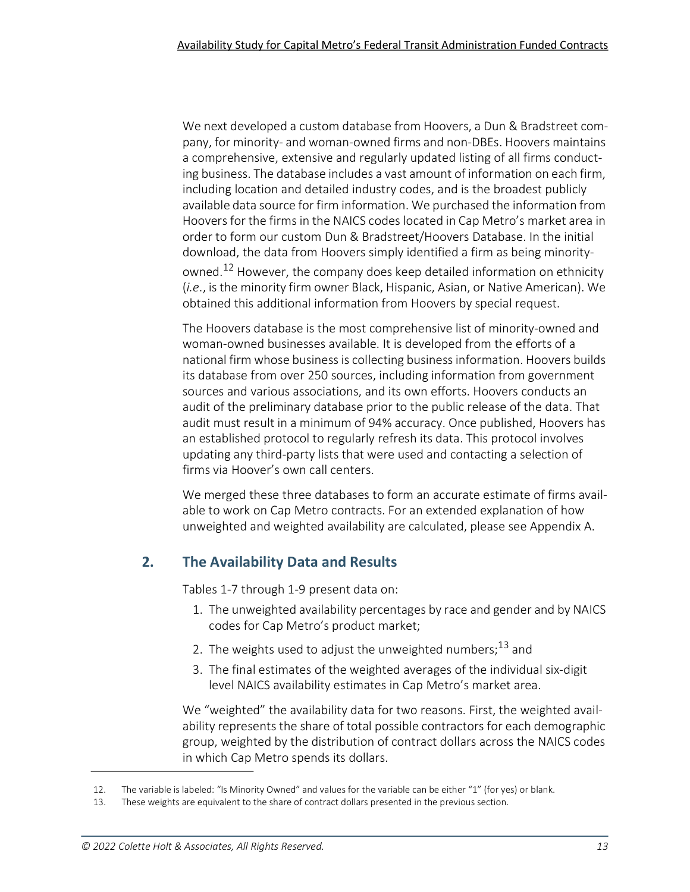We next developed a custom database from Hoovers, a Dun & Bradstreet company, for minority- and woman-owned firms and non-DBEs. Hoovers maintains a comprehensive, extensive and regularly updated listing of all firms conducting business. The database includes a vast amount of information on each firm, including location and detailed industry codes, and is the broadest publicly available data source for firm information. We purchased the information from Hoovers for the firms in the NAICS codes located in Cap Metro's market area in order to form our custom Dun & Bradstreet/Hoovers Database. In the initial download, the data from Hoovers simply identified a firm as being minority-owned.[12] However, the company does keep detailed information on ethnicity (*i.e.*, is the minority firm owner Black, Hispanic, Asian, or Native American). We obtained this additional information from Hoovers by special request.

The Hoovers database is the most comprehensive list of minority-owned and woman-owned businesses available. It is developed from the efforts of a national firm whose business is collecting business information. Hoovers builds its database from over 250 sources, including information from government sources and various associations, and its own efforts. Hoovers conducts an audit of the preliminary database prior to the public release of the data. That audit must result in a minimum of 94% accuracy. Once published, Hoovers has an established protocol to regularly refresh its data. This protocol involves updating any third-party lists that were used and contacting a selection of firms via Hoover's own call centers.

We merged these three databases to form an accurate estimate of firms available to work on Cap Metro contracts. For an extended explanation of how unweighted and weighted availability are calculated, please see Appendix A.

## 2. The Availability Data and Results

Tables 1-7 through 1-9 present data on:

1. The unweighted availability percentages by race and gender and by NAICS codes for Cap Metro's product market;
2. The weights used to adjust the unweighted numbers;[13] and
3. The final estimates of the weighted averages of the individual six-digit level NAICS availability estimates in Cap Metro's market area.

We "weighted" the availability data for two reasons. First, the weighted availability represents the share of total possible contractors for each demographic group, weighted by the distribution of contract dollars across the NAICS codes in which Cap Metro spends its dollars.

---

12. The variable is labeled: "Is Minority Owned" and values for the variable can be either "1" (for yes) or blank.
13. These weights are equivalent to the share of contract dollars presented in the previous section.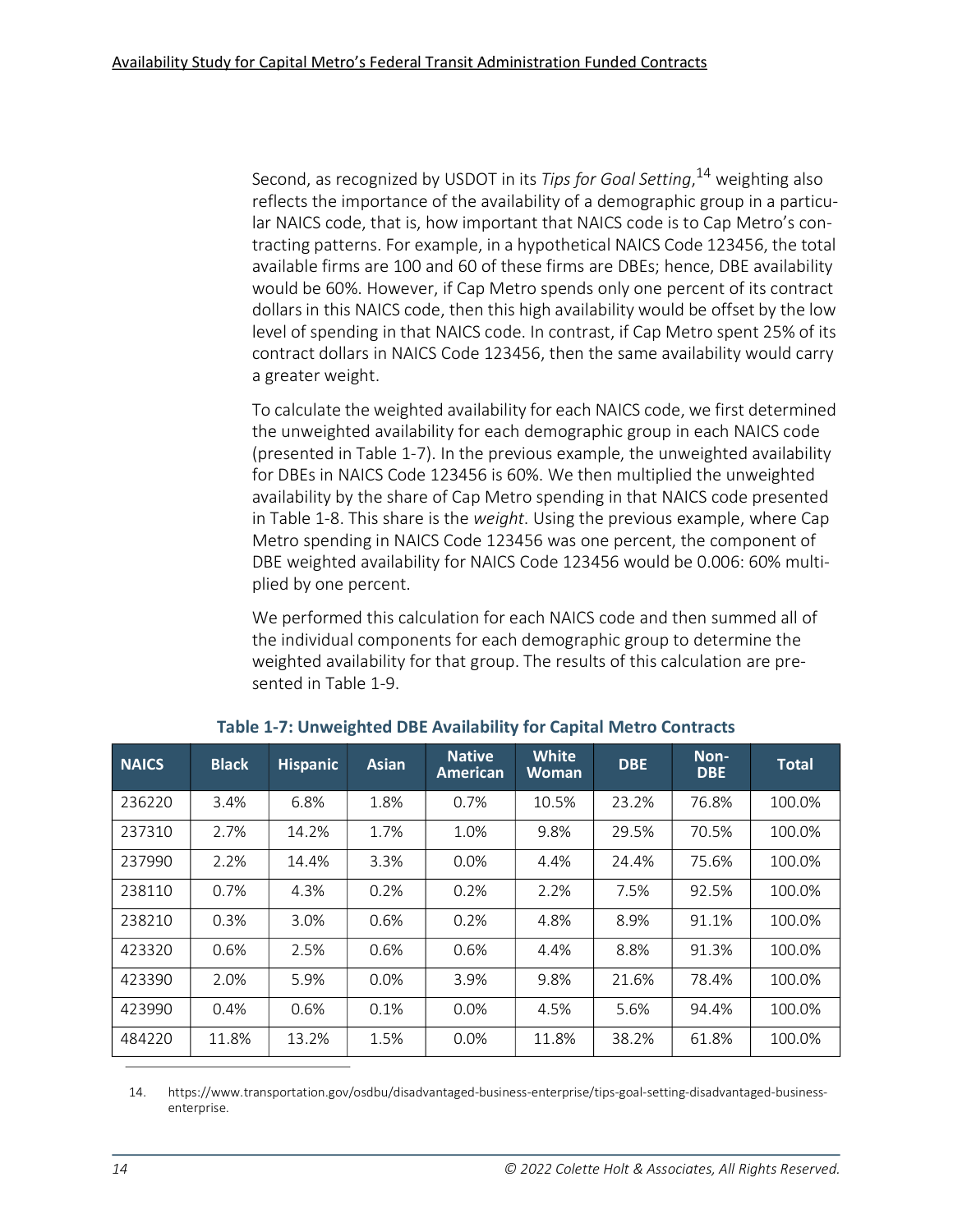Second, as recognized by USDOT in its *Tips for Goal Setting*,[14] weighting also reflects the importance of the availability of a demographic group in a particular NAICS code, that is, how important that NAICS code is to Cap Metro's contracting patterns. For example, in a hypothetical NAICS Code 123456, the total available firms are 100 and 60 of these firms are DBEs; hence, DBE availability would be 60%. However, if Cap Metro spends only one percent of its contract dollars in this NAICS code, then this high availability would be offset by the low level of spending in that NAICS code. In contrast, if Cap Metro spent 25% of its contract dollars in NAICS Code 123456, then the same availability would carry a greater weight.

To calculate the weighted availability for each NAICS code, we first determined the unweighted availability for each demographic group in each NAICS code (presented in Table 1-7). In the previous example, the unweighted availability for DBEs in NAICS Code 123456 is 60%. We then multiplied the unweighted availability by the share of Cap Metro spending in that NAICS code presented in Table 1-8. This share is the *weight*. Using the previous example, where Cap Metro spending in NAICS Code 123456 was one percent, the component of DBE weighted availability for NAICS Code 123456 would be 0.006: 60% multiplied by one percent.

We performed this calculation for each NAICS code and then summed all of the individual components for each demographic group to determine the weighted availability for that group. The results of this calculation are presented in Table 1-9.

**Table 1-7: Unweighted DBE Availability for Capital Metro Contracts**

| NAICS | Black | Hispanic | Asian | Native American | White Woman | DBE | Non-DBE | Total |
|---|---|---|---|---|---|---|---|---|
| 236220 | 3.4% | 6.8% | 1.8% | 0.7% | 10.5% | 23.2% | 76.8% | 100.0% |
| 237310 | 2.7% | 14.2% | 1.7% | 1.0% | 9.8% | 29.5% | 70.5% | 100.0% |
| 237990 | 2.2% | 14.4% | 3.3% | 0.0% | 4.4% | 24.4% | 75.6% | 100.0% |
| 238110 | 0.7% | 4.3% | 0.2% | 0.2% | 2.2% | 7.5% | 92.5% | 100.0% |
| 238210 | 0.3% | 3.0% | 0.6% | 0.2% | 4.8% | 8.9% | 91.1% | 100.0% |
| 423320 | 0.6% | 2.5% | 0.6% | 0.6% | 4.4% | 8.8% | 91.3% | 100.0% |
| 423390 | 2.0% | 5.9% | 0.0% | 3.9% | 9.8% | 21.6% | 78.4% | 100.0% |
| 423990 | 0.4% | 0.6% | 0.1% | 0.0% | 4.5% | 5.6% | 94.4% | 100.0% |
| 484220 | 11.8% | 13.2% | 1.5% | 0.0% | 11.8% | 38.2% | 61.8% | 100.0% |

14. https://www.transportation.gov/osdbu/disadvantaged-business-enterprise/tips-goal-setting-disadvantaged-business-enterprise.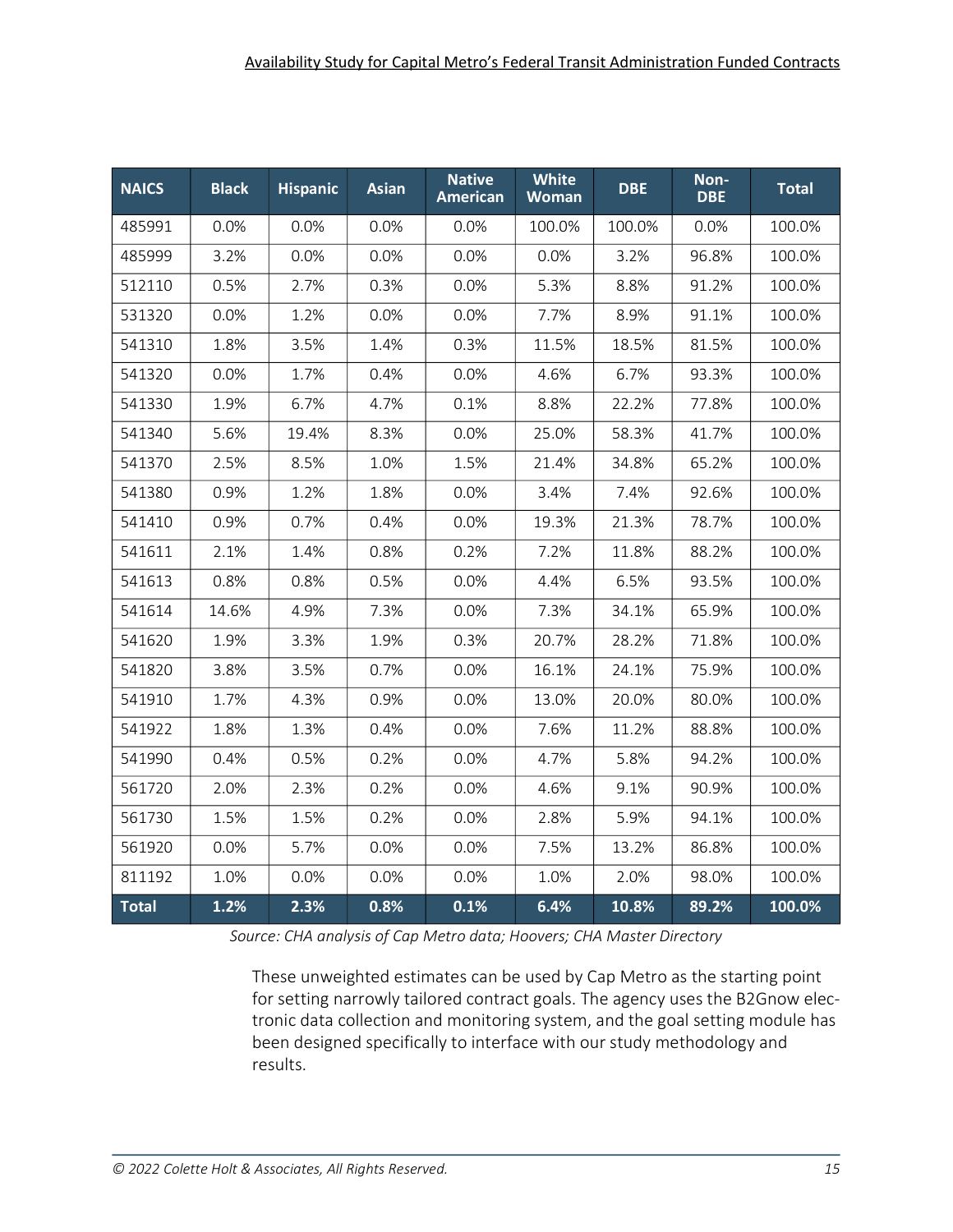| NAICS | Black | Hispanic | Asian | Native American | White Woman | DBE | Non-DBE | Total |
|---|---|---|---|---|---|---|---|---|
| 485991 | 0.0% | 0.0% | 0.0% | 0.0% | 100.0% | 100.0% | 0.0% | 100.0% |
| 485999 | 3.2% | 0.0% | 0.0% | 0.0% | 0.0% | 3.2% | 96.8% | 100.0% |
| 512110 | 0.5% | 2.7% | 0.3% | 0.0% | 5.3% | 8.8% | 91.2% | 100.0% |
| 531320 | 0.0% | 1.2% | 0.0% | 0.0% | 7.7% | 8.9% | 91.1% | 100.0% |
| 541310 | 1.8% | 3.5% | 1.4% | 0.3% | 11.5% | 18.5% | 81.5% | 100.0% |
| 541320 | 0.0% | 1.7% | 0.4% | 0.0% | 4.6% | 6.7% | 93.3% | 100.0% |
| 541330 | 1.9% | 6.7% | 4.7% | 0.1% | 8.8% | 22.2% | 77.8% | 100.0% |
| 541340 | 5.6% | 19.4% | 8.3% | 0.0% | 25.0% | 58.3% | 41.7% | 100.0% |
| 541370 | 2.5% | 8.5% | 1.0% | 1.5% | 21.4% | 34.8% | 65.2% | 100.0% |
| 541380 | 0.9% | 1.2% | 1.8% | 0.0% | 3.4% | 7.4% | 92.6% | 100.0% |
| 541410 | 0.9% | 0.7% | 0.4% | 0.0% | 19.3% | 21.3% | 78.7% | 100.0% |
| 541611 | 2.1% | 1.4% | 0.8% | 0.2% | 7.2% | 11.8% | 88.2% | 100.0% |
| 541613 | 0.8% | 0.8% | 0.5% | 0.0% | 4.4% | 6.5% | 93.5% | 100.0% |
| 541614 | 14.6% | 4.9% | 7.3% | 0.0% | 7.3% | 34.1% | 65.9% | 100.0% |
| 541620 | 1.9% | 3.3% | 1.9% | 0.3% | 20.7% | 28.2% | 71.8% | 100.0% |
| 541820 | 3.8% | 3.5% | 0.7% | 0.0% | 16.1% | 24.1% | 75.9% | 100.0% |
| 541910 | 1.7% | 4.3% | 0.9% | 0.0% | 13.0% | 20.0% | 80.0% | 100.0% |
| 541922 | 1.8% | 1.3% | 0.4% | 0.0% | 7.6% | 11.2% | 88.8% | 100.0% |
| 541990 | 0.4% | 0.5% | 0.2% | 0.0% | 4.7% | 5.8% | 94.2% | 100.0% |
| 561720 | 2.0% | 2.3% | 0.2% | 0.0% | 4.6% | 9.1% | 90.9% | 100.0% |
| 561730 | 1.5% | 1.5% | 0.2% | 0.0% | 2.8% | 5.9% | 94.1% | 100.0% |
| 561920 | 0.0% | 5.7% | 0.0% | 0.0% | 7.5% | 13.2% | 86.8% | 100.0% |
| 811192 | 1.0% | 0.0% | 0.0% | 0.0% | 1.0% | 2.0% | 98.0% | 100.0% |
| **Total** | **1.2%** | **2.3%** | **0.8%** | **0.1%** | **6.4%** | **10.8%** | **89.2%** | **100.0%** |

*Source: CHA analysis of Cap Metro data; Hoovers; CHA Master Directory*

These unweighted estimates can be used by Cap Metro as the starting point for setting narrowly tailored contract goals. The agency uses the B2Gnow electronic data collection and monitoring system, and the goal setting module has been designed specifically to interface with our study methodology and results.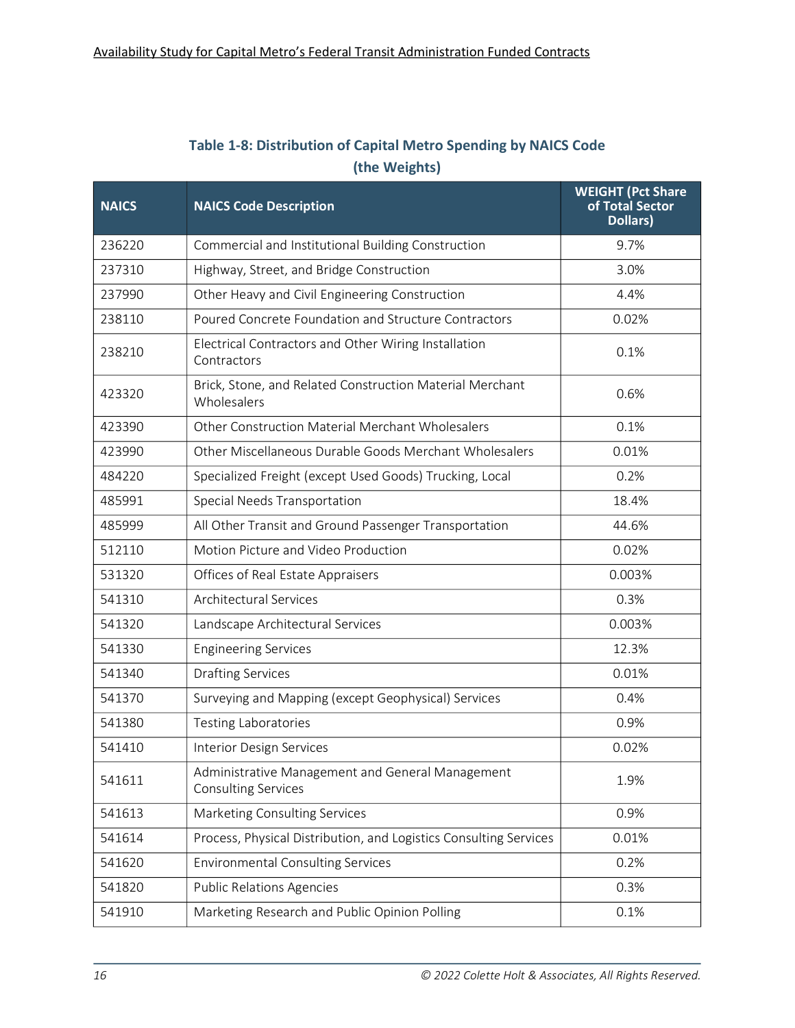**Table 1-8: Distribution of Capital Metro Spending by NAICS Code (the Weights)**

| NAICS | NAICS Code Description | WEIGHT (Pct Share of Total Sector Dollars) |
|---|---|---|
| 236220 | Commercial and Institutional Building Construction | 9.7% |
| 237310 | Highway, Street, and Bridge Construction | 3.0% |
| 237990 | Other Heavy and Civil Engineering Construction | 4.4% |
| 238110 | Poured Concrete Foundation and Structure Contractors | 0.02% |
| 238210 | Electrical Contractors and Other Wiring Installation Contractors | 0.1% |
| 423320 | Brick, Stone, and Related Construction Material Merchant Wholesalers | 0.6% |
| 423390 | Other Construction Material Merchant Wholesalers | 0.1% |
| 423990 | Other Miscellaneous Durable Goods Merchant Wholesalers | 0.01% |
| 484220 | Specialized Freight (except Used Goods) Trucking, Local | 0.2% |
| 485991 | Special Needs Transportation | 18.4% |
| 485999 | All Other Transit and Ground Passenger Transportation | 44.6% |
| 512110 | Motion Picture and Video Production | 0.02% |
| 531320 | Offices of Real Estate Appraisers | 0.003% |
| 541310 | Architectural Services | 0.3% |
| 541320 | Landscape Architectural Services | 0.003% |
| 541330 | Engineering Services | 12.3% |
| 541340 | Drafting Services | 0.01% |
| 541370 | Surveying and Mapping (except Geophysical) Services | 0.4% |
| 541380 | Testing Laboratories | 0.9% |
| 541410 | Interior Design Services | 0.02% |
| 541611 | Administrative Management and General Management Consulting Services | 1.9% |
| 541613 | Marketing Consulting Services | 0.9% |
| 541614 | Process, Physical Distribution, and Logistics Consulting Services | 0.01% |
| 541620 | Environmental Consulting Services | 0.2% |
| 541820 | Public Relations Agencies | 0.3% |
| 541910 | Marketing Research and Public Opinion Polling | 0.1% |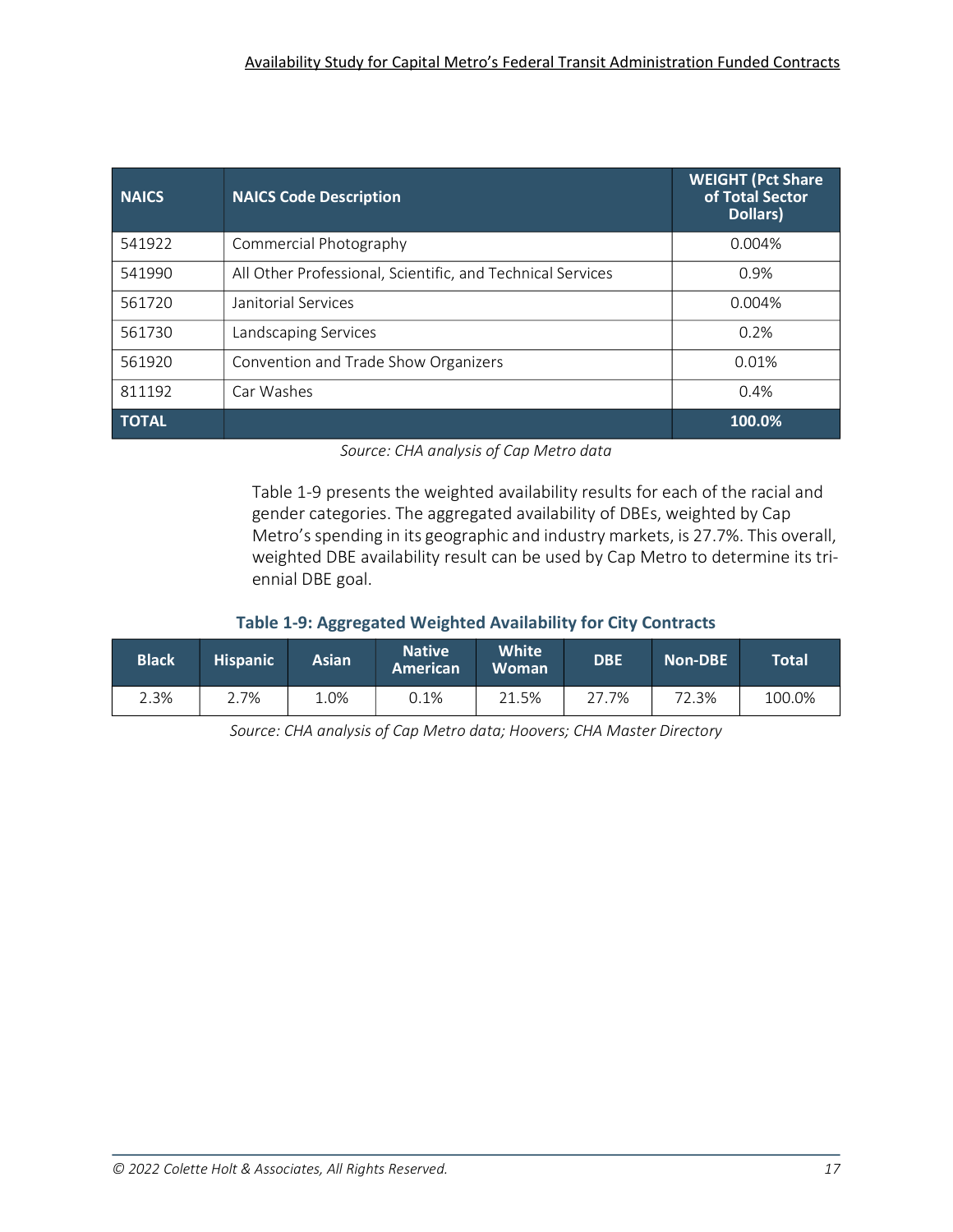| NAICS | NAICS Code Description | WEIGHT (Pct Share of Total Sector Dollars) |
|---|---|---|
| 541922 | Commercial Photography | 0.004% |
| 541990 | All Other Professional, Scientific, and Technical Services | 0.9% |
| 561720 | Janitorial Services | 0.004% |
| 561730 | Landscaping Services | 0.2% |
| 561920 | Convention and Trade Show Organizers | 0.01% |
| 811192 | Car Washes | 0.4% |
| **TOTAL** | | **100.0%** |

*Source: CHA analysis of Cap Metro data*

Table 1-9 presents the weighted availability results for each of the racial and gender categories. The aggregated availability of DBEs, weighted by Cap Metro's spending in its geographic and industry markets, is 27.7%. This overall, weighted DBE availability result can be used by Cap Metro to determine its triennial DBE goal.

### Table 1-9: Aggregated Weighted Availability for City Contracts

| Black | Hispanic | Asian | Native American | White Woman | DBE | Non-DBE | Total |
|---|---|---|---|---|---|---|---|
| 2.3% | 2.7% | 1.0% | 0.1% | 21.5% | 27.7% | 72.3% | 100.0% |

*Source: CHA analysis of Cap Metro data; Hoovers; CHA Master Directory*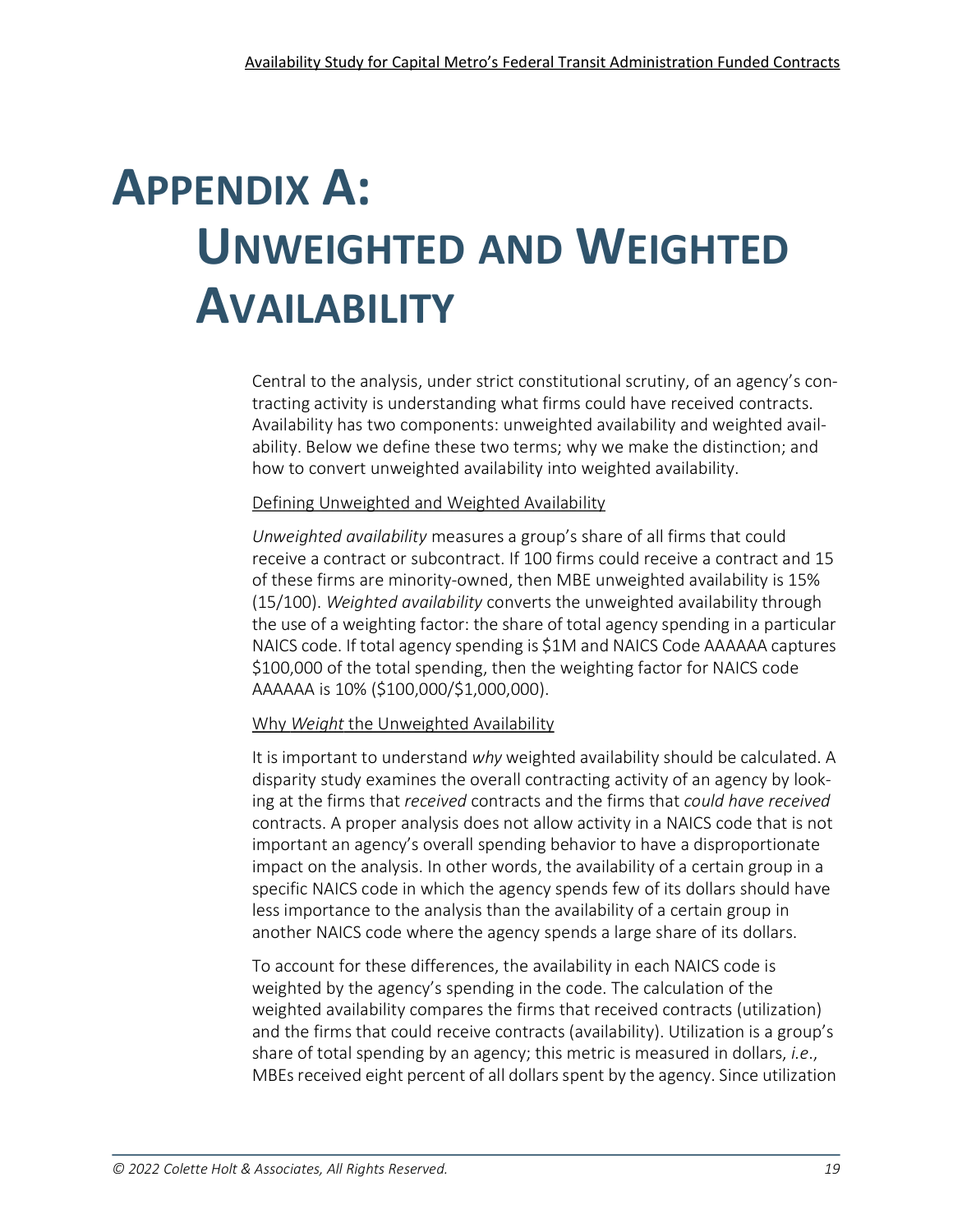# Appendix A: Unweighted and Weighted Availability

Central to the analysis, under strict constitutional scrutiny, of an agency's contracting activity is understanding what firms could have received contracts. Availability has two components: unweighted availability and weighted availability. Below we define these two terms; why we make the distinction; and how to convert unweighted availability into weighted availability.

Defining Unweighted and Weighted Availability

*Unweighted availability* measures a group's share of all firms that could receive a contract or subcontract. If 100 firms could receive a contract and 15 of these firms are minority-owned, then MBE unweighted availability is 15% (15/100). *Weighted availability* converts the unweighted availability through the use of a weighting factor: the share of total agency spending in a particular NAICS code. If total agency spending is $1M and NAICS Code AAAAAA captures $100,000 of the total spending, then the weighting factor for NAICS code AAAAAA is 10% ($100,000/$1,000,000).

Why *Weight* the Unweighted Availability

It is important to understand *why* weighted availability should be calculated. A disparity study examines the overall contracting activity of an agency by looking at the firms that *received* contracts and the firms that *could have received* contracts. A proper analysis does not allow activity in a NAICS code that is not important an agency's overall spending behavior to have a disproportionate impact on the analysis. In other words, the availability of a certain group in a specific NAICS code in which the agency spends few of its dollars should have less importance to the analysis than the availability of a certain group in another NAICS code where the agency spends a large share of its dollars.

To account for these differences, the availability in each NAICS code is weighted by the agency's spending in the code. The calculation of the weighted availability compares the firms that received contracts (utilization) and the firms that could receive contracts (availability). Utilization is a group's share of total spending by an agency; this metric is measured in dollars, *i.e*., MBEs received eight percent of all dollars spent by the agency. Since utilization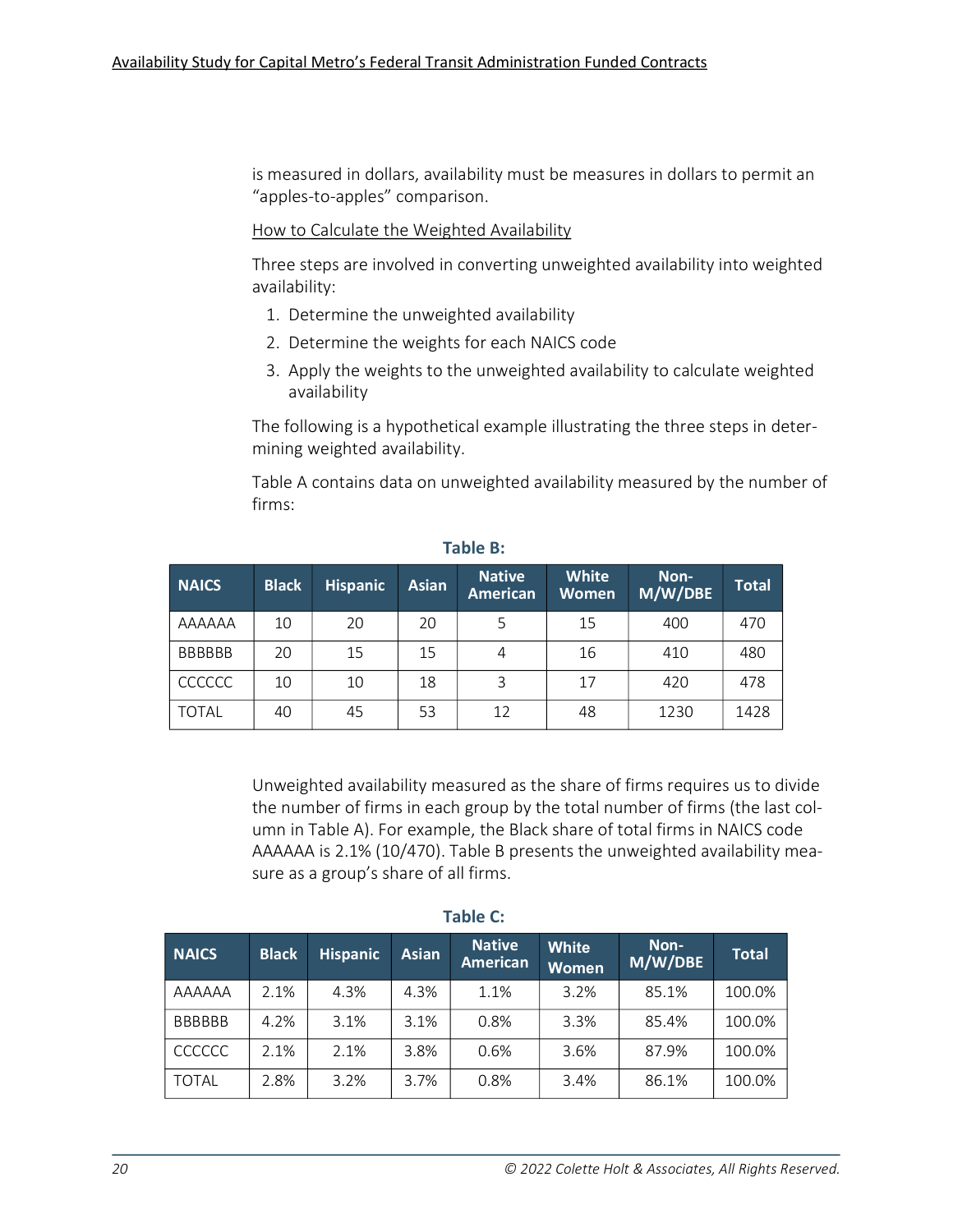is measured in dollars, availability must be measures in dollars to permit an "apples-to-apples" comparison.

How to Calculate the Weighted Availability

Three steps are involved in converting unweighted availability into weighted availability:

1. Determine the unweighted availability
2. Determine the weights for each NAICS code
3. Apply the weights to the unweighted availability to calculate weighted availability

The following is a hypothetical example illustrating the three steps in determining weighted availability.

Table A contains data on unweighted availability measured by the number of firms:

**Table B:**

| NAICS | Black | Hispanic | Asian | Native American | White Women | Non-M/W/DBE | Total |
|---|---|---|---|---|---|---|---|
| AAAAAA | 10 | 20 | 20 | 5 | 15 | 400 | 470 |
| BBBBBB | 20 | 15 | 15 | 4 | 16 | 410 | 480 |
| CCCCCC | 10 | 10 | 18 | 3 | 17 | 420 | 478 |
| TOTAL | 40 | 45 | 53 | 12 | 48 | 1230 | 1428 |

Unweighted availability measured as the share of firms requires us to divide the number of firms in each group by the total number of firms (the last column in Table A). For example, the Black share of total firms in NAICS code AAAAAA is 2.1% (10/470). Table B presents the unweighted availability measure as a group's share of all firms.

**Table C:**

| NAICS | Black | Hispanic | Asian | Native American | White Women | Non-M/W/DBE | Total |
|---|---|---|---|---|---|---|---|
| AAAAAA | 2.1% | 4.3% | 4.3% | 1.1% | 3.2% | 85.1% | 100.0% |
| BBBBBB | 4.2% | 3.1% | 3.1% | 0.8% | 3.3% | 85.4% | 100.0% |
| CCCCCC | 2.1% | 2.1% | 3.8% | 0.6% | 3.6% | 87.9% | 100.0% |
| TOTAL | 2.8% | 3.2% | 3.7% | 0.8% | 3.4% | 86.1% | 100.0% |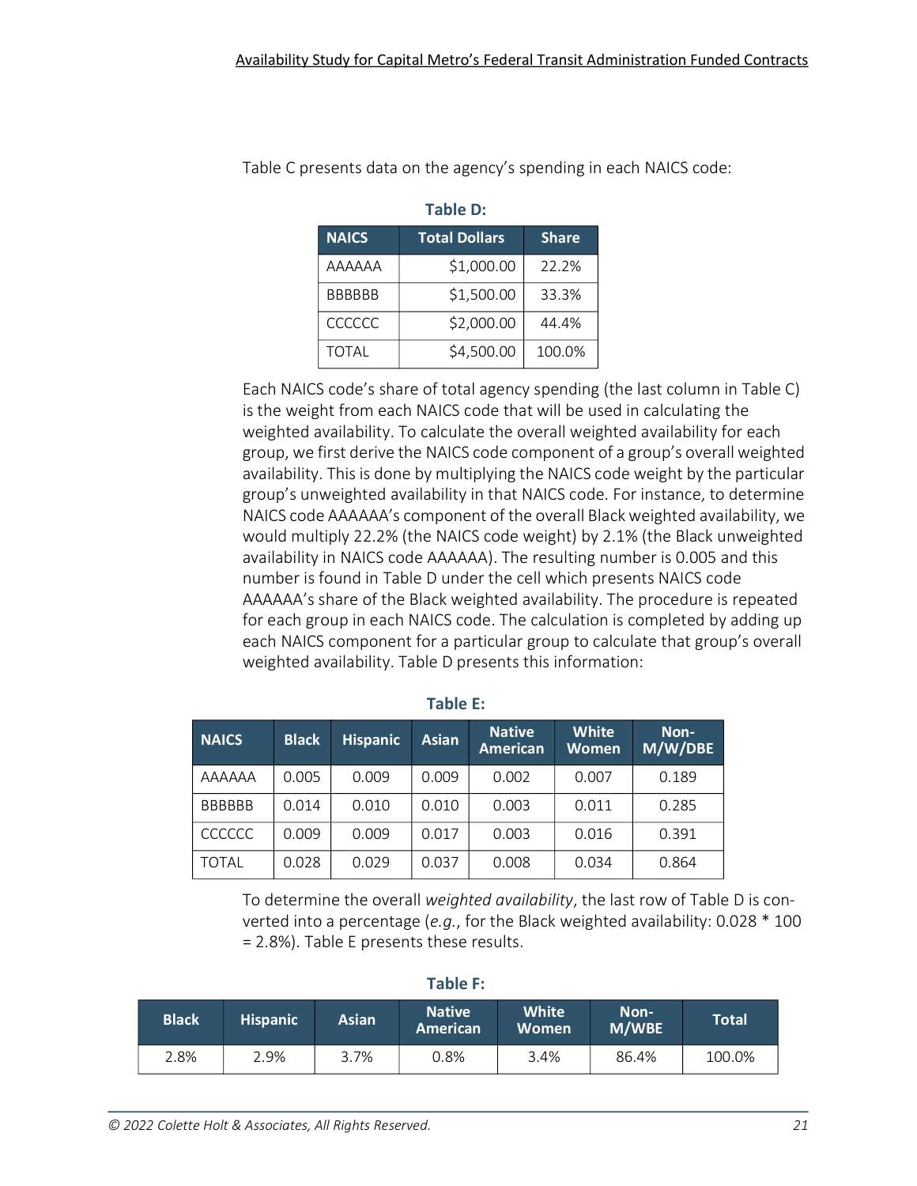Table C presents data on the agency's spending in each NAICS code:

**Table D:**

| NAICS | Total Dollars | Share |
|---|---|---|
| AAAAAA | $1,000.00 | 22.2% |
| BBBBBB | $1,500.00 | 33.3% |
| CCCCCC | $2,000.00 | 44.4% |
| TOTAL | $4,500.00 | 100.0% |

Each NAICS code's share of total agency spending (the last column in Table C) is the weight from each NAICS code that will be used in calculating the weighted availability. To calculate the overall weighted availability for each group, we first derive the NAICS code component of a group's overall weighted availability. This is done by multiplying the NAICS code weight by the particular group's unweighted availability in that NAICS code. For instance, to determine NAICS code AAAAAA's component of the overall Black weighted availability, we would multiply 22.2% (the NAICS code weight) by 2.1% (the Black unweighted availability in NAICS code AAAAAA). The resulting number is 0.005 and this number is found in Table D under the cell which presents NAICS code AAAAAA's share of the Black weighted availability. The procedure is repeated for each group in each NAICS code. The calculation is completed by adding up each NAICS component for a particular group to calculate that group's overall weighted availability. Table D presents this information:

**Table E:**

| NAICS | Black | Hispanic | Asian | Native American | White Women | Non-M/W/DBE |
|---|---|---|---|---|---|---|
| AAAAAA | 0.005 | 0.009 | 0.009 | 0.002 | 0.007 | 0.189 |
| BBBBBB | 0.014 | 0.010 | 0.010 | 0.003 | 0.011 | 0.285 |
| CCCCCC | 0.009 | 0.009 | 0.017 | 0.003 | 0.016 | 0.391 |
| TOTAL | 0.028 | 0.029 | 0.037 | 0.008 | 0.034 | 0.864 |

To determine the overall *weighted availability*, the last row of Table D is converted into a percentage (*e.g.*, for the Black weighted availability: 0.028 * 100 = 2.8%). Table E presents these results.

**Table F:**

| Black | Hispanic | Asian | Native American | White Women | Non-M/WBE | Total |
|---|---|---|---|---|---|---|
| 2.8% | 2.9% | 3.7% | 0.8% | 3.4% | 86.4% | 100.0% |